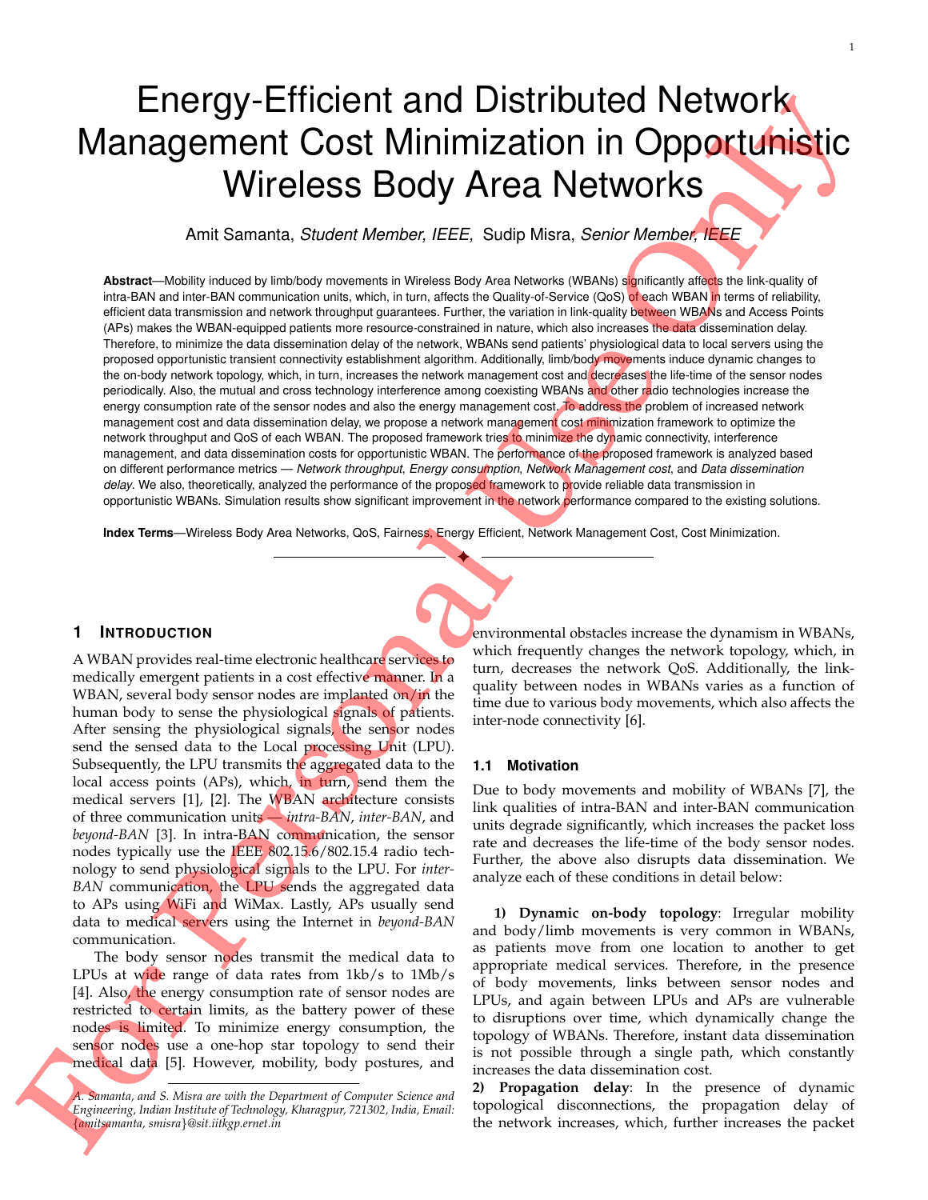# Energy-Efficient and Distributed Network Management Cost Minimization in Opportunistic Wireless Body Area Networks

Amit Samanta, *Student Member, IEEE,* Sudip Misra, *Senior Member, IEEE*

**Abstract**—Mobility induced by limb/body movements in Wireless Body Area Networks (WBANs) significantly affects the link-quality of intra-BAN and inter-BAN communication units, which, in turn, affects the Quality-of-Service (QoS) of each WBAN in terms of reliability, efficient data transmission and network throughput guarantees. Further, the variation in link-quality between WBANs and Access Points (APs) makes the WBAN-equipped patients more resource-constrained in nature, which also increases the data dissemination delay. Therefore, to minimize the data dissemination delay of the network, WBANs send patients' physiological data to local servers using the proposed opportunistic transient connectivity establishment algorithm. Additionally, limb/body movements induce dynamic changes to the on-body network topology, which, in turn, increases the network management cost and decreases the life-time of the sensor nodes periodically. Also, the mutual and cross technology interference among coexisting WBANs and other radio technologies increase the energy consumption rate of the sensor nodes and also the energy management cost. To address the problem of increased network management cost and data dissemination delay, we propose a network management cost minimization framework to optimize the network throughput and QoS of each WBAN. The proposed framework tries to minimize the dynamic connectivity, interference management, and data dissemination costs for opportunistic WBAN. The performance of the proposed framework is analyzed based on different performance metrics — *Network throughput*, *Energy consumption*, *Network Management cost*, and *Data dissemination delay*. We also, theoretically, analyzed the performance of the proposed framework to provide reliable data transmission in opportunistic WBANs. Simulation results show significant improvement in the network performance compared to the existing solutions.

**Index Terms**—Wireless Body Area Networks, QoS, Fairness, Energy Efficient, Network Management Cost, Cost Minimization.

## 1 Introduction

A WBAN provides real-time electronic healthcare services to medically emergent patients in a cost effective manner. In a WBAN, several body sensor nodes are implanted on/in the human body to sense the physiological signals of patients. After sensing the physiological signals, the sensor nodes send the sensed data to the Local processing Unit (LPU). Subsequently, the LPU transmits the aggregated data to the local access points (APs), which, in turn, send them the medical servers [1], [2]. The WBAN architecture consists of three communication units — *intra-BAN*, *inter-BAN*, and *beyond-BAN* [3]. In intra-BAN communication, the sensor nodes typically use the IEEE 802.15.6/802.15.4 radio technology to send physiological signals to the LPU. For *inter-BAN* communication, the LPU sends the aggregated data to APs using WiFi and WiMax. Lastly, APs usually send data to medical servers using the Internet in *beyond-BAN* communication.

The body sensor nodes transmit the medical data to LPUs at wide range of data rates from 1kb/s to 1Mb/s [4]. Also, the energy consumption rate of sensor nodes are restricted to certain limits, as the battery power of these nodes is limited. To minimize energy consumption, the sensor nodes use a one-hop star topology to send their medical data [5]. However, mobility, body postures, and environmental obstacles increase the dynamism in WBANs, which frequently changes the network topology, which, in turn, decreases the network QoS. Additionally, the link-quality between nodes in WBANs varies as a function of time due to various body movements, which also affects the inter-node connectivity [6].

*A. Samanta, and S. Misra are with the Department of Computer Science and Engineering, Indian Institute of Technology, Kharagpur, 721302, India, Email: {amitsamanta, smisra}@sit.iitkgp.ernet.in*

### 1.1 Motivation

Due to body movements and mobility of WBANs [7], the link qualities of intra-BAN and inter-BAN communication units degrade significantly, which increases the packet loss rate and decreases the life-time of the body sensor nodes. Further, the above also disrupts data dissemination. We analyze each of these conditions in detail below:

**1) Dynamic on-body topology**: Irregular mobility and body/limb movements is very common in WBANs, as patients move from one location to another to get appropriate medical services. Therefore, in the presence of body movements, links between sensor nodes and LPUs, and again between LPUs and APs are vulnerable to disruptions over time, which dynamically change the topology of WBANs. Therefore, instant data dissemination is not possible through a single path, which constantly increases the data dissemination cost.

**2) Propagation delay**: In the presence of dynamic topological disconnections, the propagation delay of the network increases, which, further increases the packet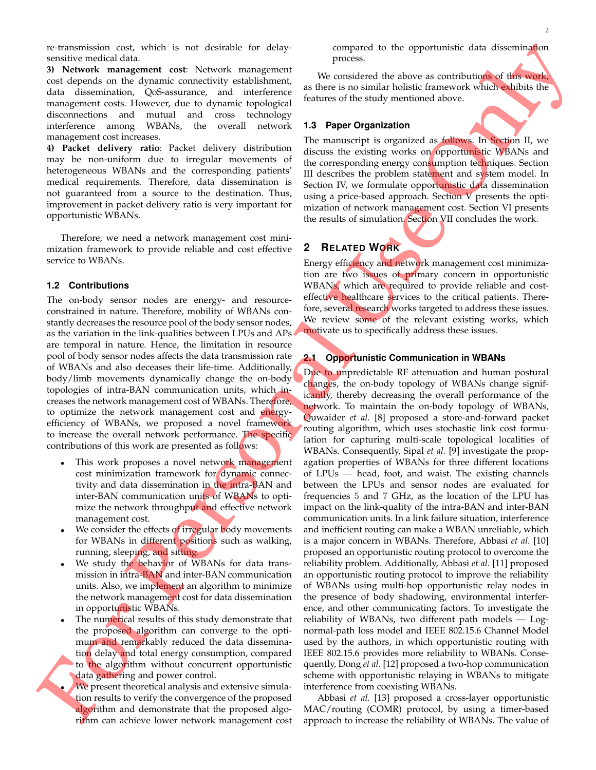re-transmission cost, which is not desirable for delay-sensitive medical data.

**3) Network management cost**: Network management cost depends on the dynamic connectivity establishment, data dissemination, QoS-assurance, and interference management costs. However, due to dynamic topological disconnections and mutual and cross technology interference among WBANs, the overall network management cost increases.

**4) Packet delivery ratio**: Packet delivery distribution may be non-uniform due to irregular movements of heterogeneous WBANs and the corresponding patients' medical requirements. Therefore, data dissemination is not guaranteed from a source to the destination. Thus, improvement in packet delivery ratio is very important for opportunistic WBANs.

Therefore, we need a network management cost minimization framework to provide reliable and cost effective service to WBANs.

### 1.2 Contributions

The on-body sensor nodes are energy- and resource-constrained in nature. Therefore, mobility of WBANs constantly decreases the resource pool of the body sensor nodes, as the variation in the link-qualities between LPUs and APs are temporal in nature. Hence, the limitation in resource pool of body sensor nodes affects the data transmission rate of WBANs and also deceases their life-time. Additionally, body/limb movements dynamically change the on-body topologies of intra-BAN communication units, which increases the network management cost of WBANs. Therefore, to optimize the network management cost and energy-efficiency of WBANs, we proposed a novel framework to increase the overall network performance. The specific contributions of this work are presented as follows:

- This work proposes a novel network management cost minimization framework for dynamic connectivity and data dissemination in the intra-BAN and inter-BAN communication units of WBANs to optimize the network throughput and effective network management cost.
- We consider the effects of irregular body movements for WBANs in different positions such as walking, running, sleeping, and sitting.
- We study the behavior of WBANs for data transmission in intra-BAN and inter-BAN communication units. Also, we implement an algorithm to minimize the network management cost for data dissemination in opportunistic WBANs.
- The numerical results of this study demonstrate that the proposed algorithm can converge to the optimum and remarkably reduced the data dissemination delay and total energy consumption, compared to the algorithm without concurrent opportunistic data gathering and power control.
- We present theoretical analysis and extensive simulation results to verify the convergence of the proposed algorithm and demonstrate that the proposed algorithm can achieve lower network management cost compared to the opportunistic data dissemination process.

We considered the above as contributions of this work, as there is no similar holistic framework which exhibits the features of the study mentioned above.

### 1.3 Paper Organization

The manuscript is organized as follows. In Section II, we discuss the existing works on opportunistic WBANs and the corresponding energy consumption techniques. Section III describes the problem statement and system model. In Section IV, we formulate opportunistic data dissemination using a price-based approach. Section V presents the optimization of network management cost. Section VI presents the results of simulation. Section VII concludes the work.

## 2 Related Work

Energy efficiency and network management cost minimization are two issues of primary concern in opportunistic WBANs, which are required to provide reliable and cost-effective healthcare services to the critical patients. Therefore, several research works targeted to address these issues. We review some of the relevant existing works, which motivate us to specifically address these issues.

### 2.1 Opportunistic Communication in WBANs

Due to unpredictable RF attenuation and human postural changes, the on-body topology of WBANs change significantly, thereby decreasing the overall performance of the network. To maintain the on-body topology of WBANs, Quwaider *et al.* [8] proposed a store-and-forward packet routing algorithm, which uses stochastic link cost formulation for capturing multi-scale topological localities of WBANs. Consequently, Sipal *et al.* [9] investigate the propagation properties of WBANs for three different locations of LPUs — head, foot, and waist. The existing channels between the LPUs and sensor nodes are evaluated for frequencies 5 and 7 GHz, as the location of the LPU has impact on the link-quality of the intra-BAN and inter-BAN communication units. In a link failure situation, interference and inefficient routing can make a WBAN unreliable, which is a major concern in WBANs. Therefore, Abbasi *et al.* [10] proposed an opportunistic routing protocol to overcome the reliability problem. Additionally, Abbasi *et al.* [11] proposed an opportunistic routing protocol to improve the reliability of WBANs using multi-hop opportunistic relay nodes in the presence of body shadowing, environmental interference, and other communicating factors. To investigate the reliability of WBANs, two different path models — Log-normal-path loss model and IEEE 802.15.6 Channel Model used by the authors, in which opportunistic routing with IEEE 802.15.6 provides more reliability to WBANs. Consequently, Dong *et al.* [12] proposed a two-hop communication scheme with opportunistic relaying in WBANs to mitigate interference from coexisting WBANs.

Abbasi *et al.* [13] proposed a cross-layer opportunistic MAC/routing (COMR) protocol, by using a timer-based approach to increase the reliability of WBANs. The value of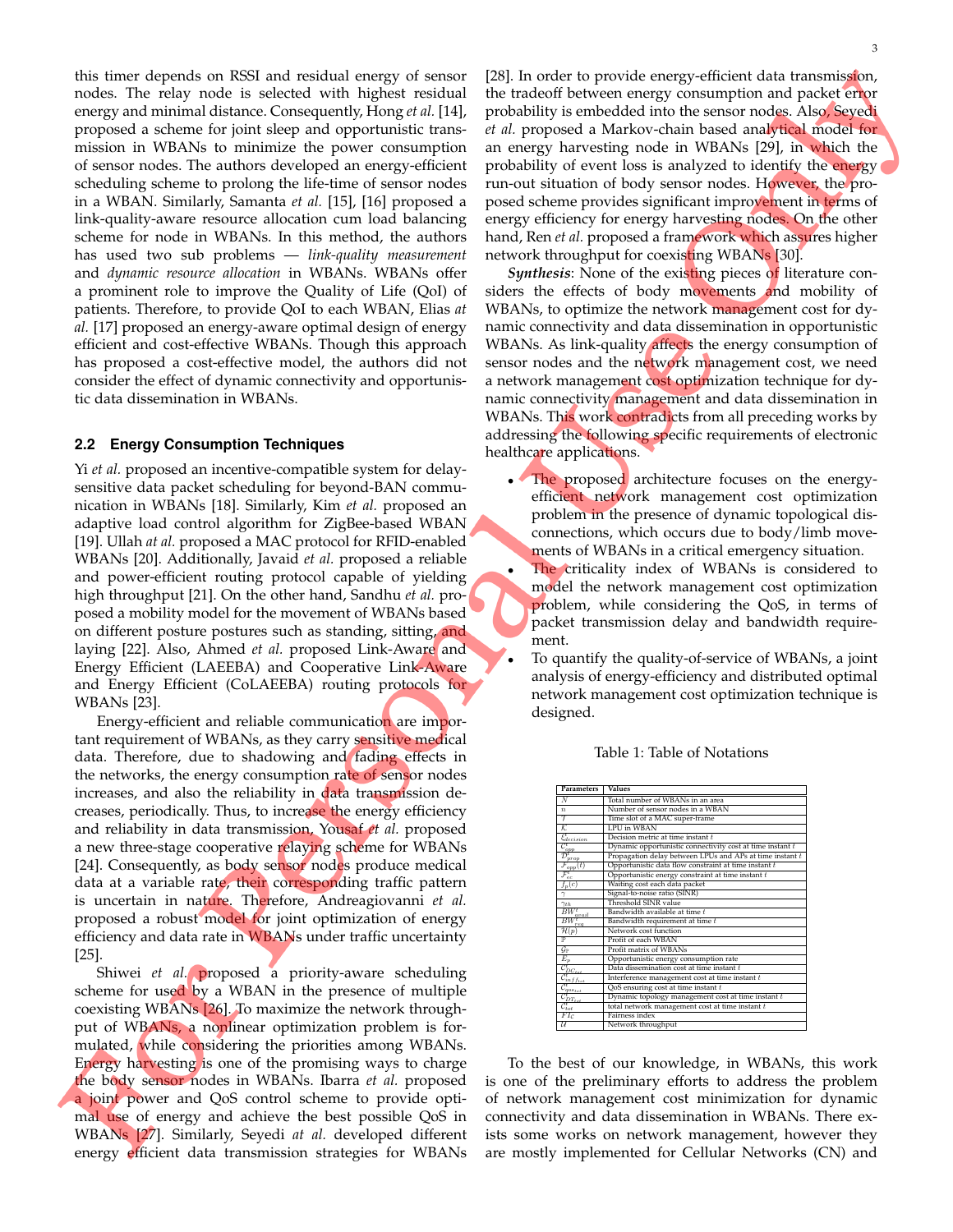this timer depends on RSSI and residual energy of sensor nodes. The relay node is selected with highest residual energy and minimal distance. Consequently, Hong *et al.* [14], proposed a scheme for joint sleep and opportunistic transmission in WBANs to minimize the power consumption of sensor nodes. The authors developed an energy-efficient scheduling scheme to prolong the life-time of sensor nodes in a WBAN. Similarly, Samanta *et al.* [15], [16] proposed a link-quality-aware resource allocation cum load balancing scheme for node in WBANs. In this method, the authors has used two sub problems — *link-quality measurement* and *dynamic resource allocation* in WBANs. WBANs offer a prominent role to improve the Quality of Life (QoI) of patients. Therefore, to provide QoI to each WBAN, Elias *at al.* [17] proposed an energy-aware optimal design of energy efficient and cost-effective WBANs. Though this approach has proposed a cost-effective model, the authors did not consider the effect of dynamic connectivity and opportunistic data dissemination in WBANs.

### 2.2 Energy Consumption Techniques

Yi *et al.* proposed an incentive-compatible system for delay-sensitive data packet scheduling for beyond-BAN communication in WBANs [18]. Similarly, Kim *et al.* proposed an adaptive load control algorithm for ZigBee-based WBAN [19]. Ullah *at al.* proposed a MAC protocol for RFID-enabled WBANs [20]. Additionally, Javaid *et al.* proposed a reliable and power-efficient routing protocol capable of yielding high throughput [21]. On the other hand, Sandhu *et al.* proposed a mobility model for the movement of WBANs based on different posture postures such as standing, sitting, and laying [22]. Also, Ahmed *et al.* proposed Link-Aware and Energy Efficient (LAEEBA) and Cooperative Link-Aware and Energy Efficient (CoLAEEBA) routing protocols for WBANs [23].

Energy-efficient and reliable communication are important requirement of WBANs, as they carry sensitive medical data. Therefore, due to shadowing and fading effects in the networks, the energy consumption rate of sensor nodes increases, and also the reliability in data transmission decreases, periodically. Thus, to increase the energy efficiency and reliability in data transmission, Yousaf *et al.* proposed a new three-stage cooperative relaying scheme for WBANs [24]. Consequently, as body sensor nodes produce medical data at a variable rate, their corresponding traffic pattern is uncertain in nature. Therefore, Andreagiovanni *et al.* proposed a robust model for joint optimization of energy efficiency and data rate in WBANs under traffic uncertainty [25].

Shiwei *et al.* proposed a priority-aware scheduling scheme for used by a WBAN in the presence of multiple coexisting WBANs [26]. To maximize the network throughput of WBANs, a nonlinear optimization problem is formulated, while considering the priorities among WBANs. Energy harvesting is one of the promising ways to charge the body sensor nodes in WBANs. Ibarra *et al.* proposed a joint power and QoS control scheme to provide optimal use of energy and achieve the best possible QoS in WBANs [27]. Similarly, Seyedi *at al.* developed different energy efficient data transmission strategies for WBANs [28]. In order to provide energy-efficient data transmission, the tradeoff between energy consumption and packet error probability is embedded into the sensor nodes. Also, Seyedi *et al.* proposed a Markov-chain based analytical model for an energy harvesting node in WBANs [29], in which the probability of event loss is analyzed to identify the energy run-out situation of body sensor nodes. However, the proposed scheme provides significant improvement in terms of energy efficiency for energy harvesting nodes. On the other hand, Ren *et al.* proposed a framework which assures higher network throughput for coexisting WBANs [30].

***Synthesis***: None of the existing pieces of literature considers the effects of body movements and mobility of WBANs, to optimize the network management cost for dynamic connectivity and data dissemination in opportunistic WBANs. As link-quality affects the energy consumption of sensor nodes and the network management cost, we need a network management cost optimization technique for dynamic connectivity management and data dissemination in WBANs. This work contradicts from all preceding works by addressing the following specific requirements of electronic healthcare applications.

- The proposed architecture focuses on the energy-efficient network management cost optimization problem in the presence of dynamic topological disconnections, which occurs due to body/limb movements of WBANs in a critical emergency situation.
- The criticality index of WBANs is considered to model the network management cost optimization problem, while considering the QoS, in terms of packet transmission delay and bandwidth requirement.
- To quantify the quality-of-service of WBANs, a joint analysis of energy-efficiency and distributed optimal network management cost optimization technique is designed.

Table 1: Table of Notations

| Parameters | Values |
|---|---|
| $N$ | Total number of WBANs in an area |
| $n$ | Number of sensor nodes in a WBAN |
| $T$ | Time slot of a MAC super-frame |
| $\mathcal{K}$ | LPU in WBAN |
| $\xi^t_{decision}$ | Decision metric at time instant $t$ |
| $C^t_{opp}$ | Dynamic opportunistic connectivity cost at time instant $t$ |
| $D^t_{prop}$ | Propagation delay between LPUs and APs at time instant $t$ |
| $\mathcal{F}_{opp}(t)$ | Opportunistic data flow constraint at time instant $t$ |
| $\mathcal{F}^t_{ec}$ | Opportunistic energy constraint at time instant $t$ |
| $J_p(c)$ | Waiting cost each data packet |
| $\gamma$ | Signal-to-noise ratio (SINR) |
| $\gamma_{th}$ | Threshold SINR value |
| $BW^t_{avail}$ | Bandwidth available at time $t$ |
| $BW^t_{req}$ | Bandwidth requirement at time $t$ |
| $\mathcal{H}(p)$ | Network cost function |
| $\mathbb{F}$ | Profit of each WBAN |
| $\mathcal{G}_\mathbb{F}$ | Profit matrix of WBANs |
| $E_p$ | Opportunistic energy consumption rate |
| $C^t_{DC_{tot}}$ | Data dissemination cost at time instant $t$ |
| $C^t_{inf_{tot}}$ | Interference management cost at time instant $t$ |
| $C^t_{qos_{tot}}$ | QoS ensuring cost at time instant $t$ |
| $C^t_{DT_{tot}}$ | Dynamic topology management cost at time instant $t$ |
| $C^t_{tot}$ | total network management cost at time instant $t$ |
| $FI_C$ | Fairness index |
| $\mathcal{U}$ | Network throughput |

To the best of our knowledge, in WBANs, this work is one of the preliminary efforts to address the problem of network management cost minimization for dynamic connectivity and data dissemination in WBANs. There exists some works on network management, however they are mostly implemented for Cellular Networks (CN) and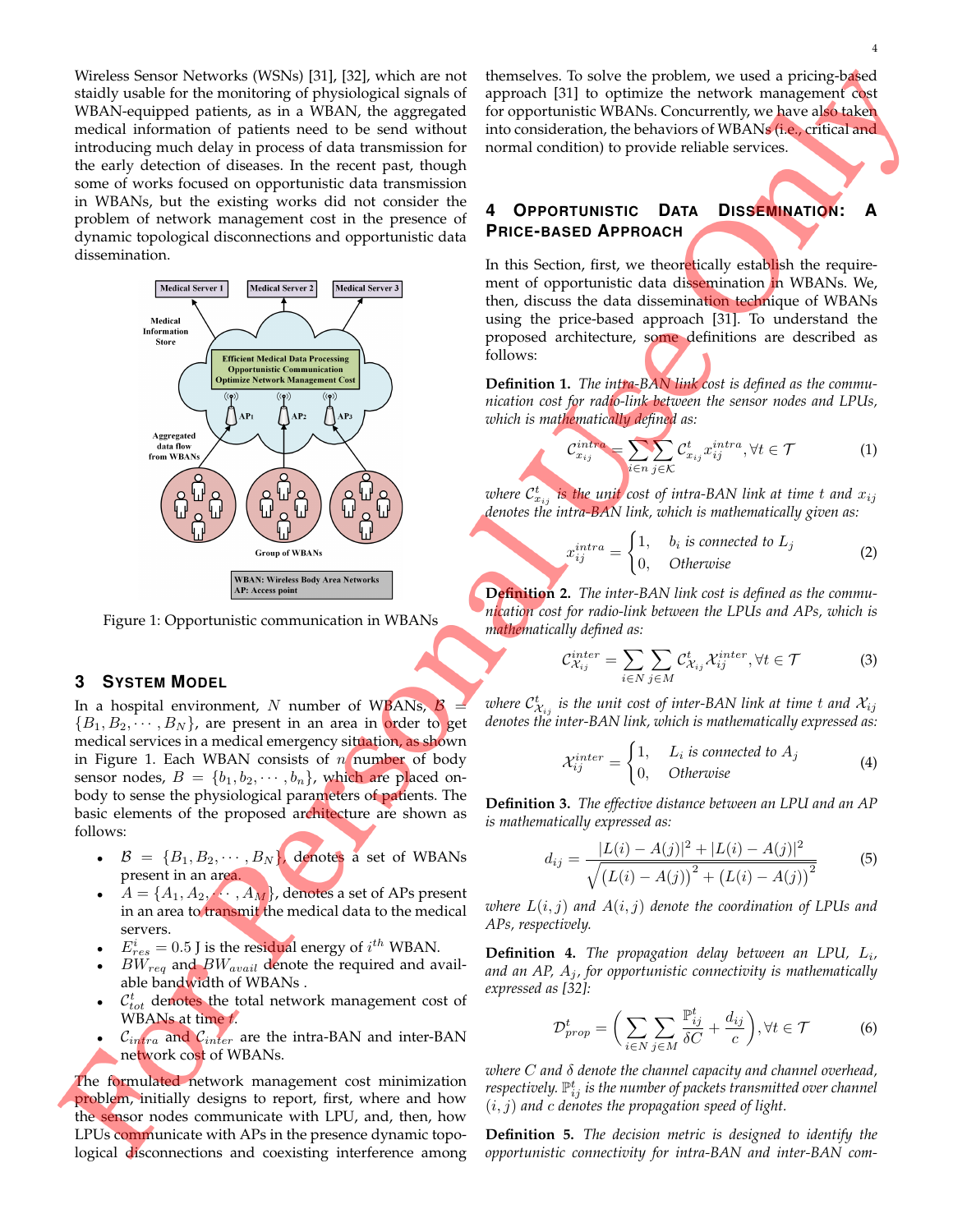Wireless Sensor Networks (WSNs) [31], [32], which are not staidly usable for the monitoring of physiological signals of WBAN-equipped patients, as in a WBAN, the aggregated medical information of patients need to be send without introducing much delay in process of data transmission for the early detection of diseases. In the recent past, though some of works focused on opportunistic data transmission in WBANs, but the existing works did not consider the problem of network management cost in the presence of dynamic topological disconnections and opportunistic data dissemination.

Figure 1: Opportunistic communication in WBANs

## 3 System Model

In a hospital environment, $N$ number of WBANs, $\mathcal{B} = \{B_1, B_2, \cdots, B_N\}$, are present in an area in order to get medical services in a medical emergency situation, as shown in Figure 1. Each WBAN consists of $n$ number of body sensor nodes, $B = \{b_1, b_2, \cdots, b_n\}$, which are placed on-body to sense the physiological parameters of patients. The basic elements of the proposed architecture are shown as follows:

- $\mathcal{B} = \{B_1, B_2, \cdots, B_N\}$, denotes a set of WBANs present in an area.
- $A = \{A_1, A_2, \cdots, A_M\}$, denotes a set of APs present in an area to transmit the medical data to the medical servers.
- $E^i_{res} = 0.5$ J is the residual energy of $i^{th}$ WBAN.
- $BW_{req}$ and $BW_{avail}$ denote the required and available bandwidth of WBANs .
- $\mathcal{C}^t_{tot}$ denotes the total network management cost of WBANs at time $t$.
- $\mathcal{C}_{intra}$ and $\mathcal{C}_{inter}$ are the intra-BAN and inter-BAN network cost of WBANs.

The formulated network management cost minimization problem, initially designs to report, first, where and how the sensor nodes communicate with LPU, and, then, how LPUs communicate with APs in the presence dynamic topological disconnections and coexisting interference among themselves. To solve the problem, we used a pricing-based approach [31] to optimize the network management cost for opportunistic WBANs. Concurrently, we have also taken into consideration, the behaviors of WBANs (i.e., critical and normal condition) to provide reliable services.

## 4 Opportunistic Data Dissemination: A Price-based Approach

In this Section, first, we theoretically establish the requirement of opportunistic data dissemination in WBANs. We, then, discuss the data dissemination technique of WBANs using the price-based approach [31]. To understand the proposed architecture, some definitions are described as follows:

**Definition 1.** *The intra-BAN link cost is defined as the communication cost for radio-link between the sensor nodes and LPUs, which is mathematically defined as:*

$$\mathcal{C}^{intra}_{x_{ij}} = \sum_{i \in n} \sum_{j \in \mathcal{K}} \mathcal{C}^t_{x_{ij}} x^{intra}_{ij}, \forall t \in \mathcal{T} \tag{1}$$

*where $\mathcal{C}^t_{x_{ij}}$ is the unit cost of intra-BAN link at time $t$ and $x_{ij}$ denotes the intra-BAN link, which is mathematically given as:*

$$x^{intra}_{ij} = \begin{cases} 1, & b_i \text{ is connected to } L_j \\ 0, & \text{Otherwise} \end{cases} \tag{2}$$

**Definition 2.** *The inter-BAN link cost is defined as the communication cost for radio-link between the LPUs and APs, which is mathematically defined as:*

$$\mathcal{C}^{inter}_{\mathcal{X}_{ij}} = \sum_{i \in N} \sum_{j \in M} \mathcal{C}^t_{\mathcal{X}_{ij}} \mathcal{X}^{inter}_{ij}, \forall t \in \mathcal{T} \tag{3}$$

*where $\mathcal{C}^t_{\mathcal{X}_{ij}}$ is the unit cost of inter-BAN link at time $t$ and $\mathcal{X}_{ij}$ denotes the inter-BAN link, which is mathematically expressed as:*

$$\mathcal{X}^{inter}_{ij} = \begin{cases} 1, & L_i \text{ is connected to } A_j \\ 0, & \text{Otherwise} \end{cases} \tag{4}$$

**Definition 3.** *The effective distance between an LPU and an AP is mathematically expressed as:*

$$d_{ij} = \frac{|L(i) - A(j)|^2 + |L(i) - A(j)|^2}{\sqrt{\left(L(i) - A(j)\right)^2 + \left(L(i) - A(j)\right)^2}} \tag{5}$$

*where $L(i,j)$ and $A(i,j)$ denote the coordination of LPUs and APs, respectively.*

**Definition 4.** *The propagation delay between an LPU, $L_i$, and an AP, $A_j$, for opportunistic connectivity is mathematically expressed as [32]:*

$$\mathcal{D}^t_{prop} = \left( \sum_{i \in N} \sum_{j \in M} \frac{\mathbb{P}^t_{ij}}{\delta C} + \frac{d_{ij}}{c} \right), \forall t \in \mathcal{T} \tag{6}$$

*where $C$ and $\delta$ denote the channel capacity and channel overhead, respectively. $\mathbb{P}^t_{ij}$ is the number of packets transmitted over channel $(i,j)$ and $c$ denotes the propagation speed of light.*

**Definition 5.** *The decision metric is designed to identify the opportunistic connectivity for intra-BAN and inter-BAN com-*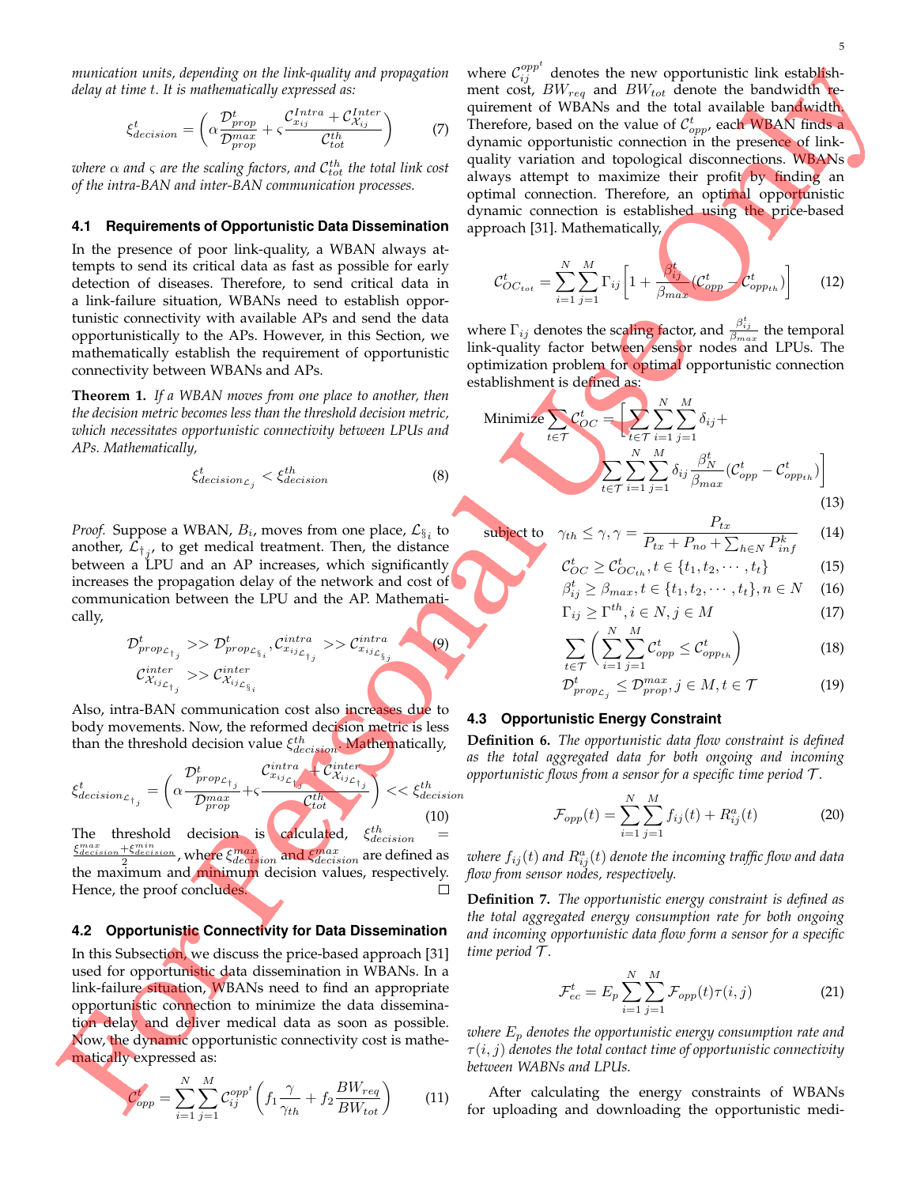*munication units, depending on the link-quality and propagation delay at time t. It is mathematically expressed as:*

$$\xi^t_{decision} = \left( \alpha \frac{\mathcal{D}^t_{prop}}{\mathcal{D}^{max}_{prop}} + \varsigma \frac{\mathcal{C}^{Intra}_{x_{ij}} + \mathcal{C}^{Inter}_{\mathcal{X}_{ij}}}{\mathcal{C}^{th}_{tot}} \right) \tag{7}$$

*where $\alpha$ and $\varsigma$ are the scaling factors, and $\mathcal{C}^{th}_{tot}$ the total link cost of the intra-BAN and inter-BAN communication processes.*

### 4.1 Requirements of Opportunistic Data Dissemination

In the presence of poor link-quality, a WBAN always attempts to send its critical data as fast as possible for early detection of diseases. Therefore, to send critical data in a link-failure situation, WBANs need to establish opportunistic connectivity with available APs and send the data opportunistically to the APs. However, in this Section, we mathematically establish the requirement of opportunistic connectivity between WBANs and APs.

**Theorem 1.** *If a WBAN moves from one place to another, then the decision metric becomes less than the threshold decision metric, which necessitates opportunistic connectivity between LPUs and APs. Mathematically,*

$$\xi^t_{decision_{\mathcal{L}_j}} < \xi^{th}_{decision} \tag{8}$$

*Proof.* Suppose a WBAN, $B_i$, moves from one place, $\mathcal{L}_{\S_i}$ to another, $\mathcal{L}_{\dagger_j}$, to get medical treatment. Then, the distance between a LPU and an AP increases, which significantly increases the propagation delay of the network and cost of communication between the LPU and the AP. Mathematically,

$$\mathcal{D}^t_{prop_{\mathcal{L}_{\dagger_j}}} >> \mathcal{D}^t_{prop_{\mathcal{L}_{\S_i}}}, \mathcal{C}^{intra}_{x_{ij_{\mathcal{L}_{\dagger_j}}}} >> \mathcal{C}^{intra}_{x_{ij_{\mathcal{L}_{\S_j}}}} \tag{9}$$
$$\mathcal{C}^{inter}_{\mathcal{X}_{ij_{\mathcal{L}_{\dagger_j}}}} >> \mathcal{C}^{inter}_{\mathcal{X}_{ij_{\mathcal{L}_{\S_i}}}}$$

Also, intra-BAN communication cost also increases due to body movements. Now, the reformed decision metric is less than the threshold decision value $\xi^{th}_{decision}$. Mathematically,

$$\xi^t_{decision_{\mathcal{L}_{\dagger_j}}} = \left( \alpha \frac{\mathcal{D}^t_{prop_{\mathcal{L}_{\dagger_j}}}}{\mathcal{D}^{max}_{prop}} + \varsigma \frac{\mathcal{C}^{intra}_{x_{ij_{\mathcal{L}_{\dagger_j}}}} + \mathcal{C}^{inter}_{\mathcal{X}_{ij_{\mathcal{L}_{\dagger_j}}}}}{\mathcal{C}^{th}_{tot}} \right) << \xi^{th}_{decision} \tag{10}$$

The threshold decision is calculated, $\xi^{th}_{decision} = \frac{\xi^{max}_{decision} + \xi^{min}_{decision}}{2}$, where $\xi^{max}_{decision}$ and $\xi^{max}_{decision}$ are defined as the maximum and minimum decision values, respectively. Hence, the proof concludes. □

### 4.2 Opportunistic Connectivity for Data Dissemination

In this Subsection, we discuss the price-based approach [31] used for opportunistic data dissemination in WBANs. In a link-failure situation, WBANs need to find an appropriate opportunistic connection to minimize the data dissemination delay and deliver medical data as soon as possible. Now, the dynamic opportunistic connectivity cost is mathematically expressed as:

$$\mathcal{C}^t_{opp} = \sum_{i=1}^{N} \sum_{j=1}^{M} \mathcal{C}^{opp^t}_{ij} \left( f_1 \frac{\gamma}{\gamma_{th}} + f_2 \frac{BW_{req}}{BW_{tot}} \right) \tag{11}$$

where $\mathcal{C}^{opp^t}_{ij}$ denotes the new opportunistic link establishment cost, $BW_{req}$ and $BW_{tot}$ denote the bandwidth requirement of WBANs and the total available bandwidth. Therefore, based on the value of $\mathcal{C}^t_{opp}$, each WBAN finds a dynamic opportunistic connection in the presence of link-quality variation and topological disconnections. WBANs always attempt to maximize their profit by finding an optimal connection. Therefore, an optimal opportunistic dynamic connection is established using the price-based approach [31]. Mathematically,

$$\mathcal{C}^t_{OC_{tot}} = \sum_{i=1}^{N} \sum_{j=1}^{M} \Gamma_{ij} \left[ 1 + \frac{\beta^t_{ij}}{\beta_{max}} (\mathcal{C}^t_{opp} - \mathcal{C}^t_{opp_{th}}) \right] \tag{12}$$

where $\Gamma_{ij}$ denotes the scaling factor, and $\frac{\beta^t_{ij}}{\beta_{max}}$ the temporal link-quality factor between sensor nodes and LPUs. The optimization problem for optimal opportunistic connection establishment is defined as:

$$\text{Minimize} \sum_{t \in \mathcal{T}} \mathcal{C}^t_{OC} = \Bigg[ \sum_{t \in \mathcal{T}} \sum_{i=1}^{N} \sum_{j=1}^{M} \delta_{ij} + \sum_{t \in \mathcal{T}} \sum_{i=1}^{N} \sum_{j=1}^{M} \delta_{ij} \frac{\beta^t_N}{\beta_{max}} (\mathcal{C}^t_{opp} - \mathcal{C}^t_{opp_{th}}) \Bigg] \tag{13}$$

$$\text{subject to} \quad \gamma_{th} \leq \gamma, \gamma = \frac{P_{tx}}{P_{tx} + P_{no} + \sum_{h \in N} P^k_{inf}} \tag{14}$$

$$\mathcal{C}^t_{OC} \geq \mathcal{C}^t_{OC_{th}}, t \in \{t_1, t_2, \cdots, t_t\} \tag{15}$$

$$\beta^t_{ij} \geq \beta_{max}, t \in \{t_1, t_2, \cdots, t_t\}, n \in N \tag{16}$$

$$\Gamma_{ij} \geq \Gamma^{th}, i \in N, j \in M \tag{17}$$

$$\sum_{t \in \mathcal{T}} \left( \sum_{i=1}^{N} \sum_{j=1}^{M} \mathcal{C}^t_{opp} \leq \mathcal{C}^t_{opp_{th}} \right) \tag{18}$$

$$\mathcal{D}^t_{prop_{\mathcal{L}_j}} \leq \mathcal{D}^{max}_{prop}, j \in M, t \in \mathcal{T} \tag{19}$$

### 4.3 Opportunistic Energy Constraint

**Definition 6.** *The opportunistic data flow constraint is defined as the total aggregated data for both ongoing and incoming opportunistic flows from a sensor for a specific time period $\mathcal{T}$.*

$$\mathcal{F}_{opp}(t) = \sum_{i=1}^{N} \sum_{j=1}^{M} f_{ij}(t) + R^a_{ij}(t) \tag{20}$$

*where $f_{ij}(t)$ and $R^a_{ij}(t)$ denote the incoming traffic flow and data flow from sensor nodes, respectively.*

**Definition 7.** *The opportunistic energy constraint is defined as the total aggregated energy consumption rate for both ongoing and incoming opportunistic data flow form a sensor for a specific time period $\mathcal{T}$.*

$$\mathcal{F}^t_{ec} = E_p \sum_{i=1}^{N} \sum_{j=1}^{M} \mathcal{F}_{opp}(t) \tau(i,j) \tag{21}$$

*where $E_p$ denotes the opportunistic energy consumption rate and $\tau(i,j)$ denotes the total contact time of opportunistic connectivity between WABNs and LPUs.*

After calculating the energy constraints of WBANs for uploading and downloading the opportunistic medi-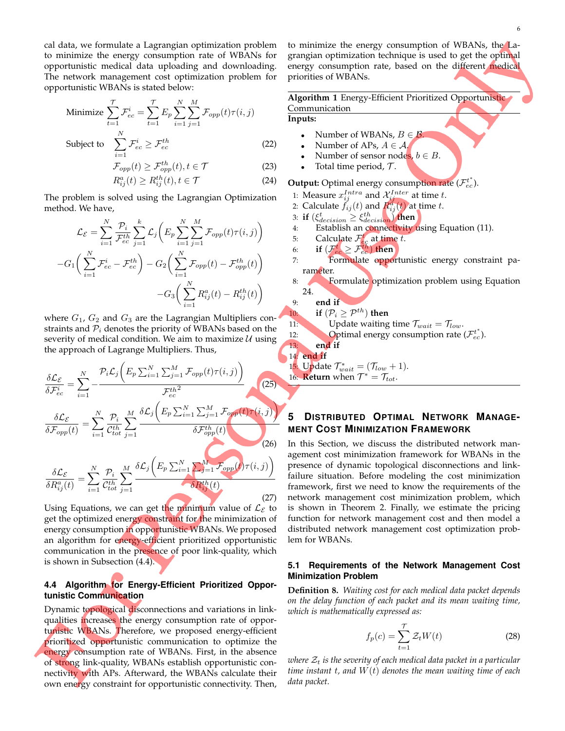cal data, we formulate a Lagrangian optimization problem to minimize the energy consumption rate of WBANs for opportunistic medical data uploading and downloading. The network management cost optimization problem for opportunistic WBANs is stated below:

$$\text{Minimize} \sum_{t=1}^{\mathcal{T}} \mathcal{F}_{ec}^{i} = \sum_{t=1}^{\mathcal{T}} E_p \sum_{i=1}^{N} \sum_{j=1}^{M} \mathcal{F}_{opp}(t) \tau(i,j)$$

$$\text{Subject to} \quad \sum_{i=1}^{N} \mathcal{F}_{ec}^{i} \geq \mathcal{F}_{ec}^{th} \tag{22}$$

$$\mathcal{F}_{opp}(t) \geq \mathcal{F}_{opp}^{th}(t), t \in \mathcal{T} \tag{23}$$

$$R_{ij}^{a}(t) \geq R_{ij}^{th}(t), t \in \mathcal{T} \tag{24}$$

The problem is solved using the Lagrangian Optimization method. We have,

$$\mathcal{L}_{\mathcal{E}} = \sum_{i=1}^{N} \frac{\mathcal{P}_i}{\mathcal{F}_{ec}^{th}} \sum_{j=1}^{k} \mathcal{L}_j \left( E_p \sum_{i=1}^{N} \sum_{j=1}^{M} \mathcal{F}_{opp}(t) \tau(i,j) \right)$$
$$- G_1 \left( \sum_{i=1}^{N} \mathcal{F}_{ec}^{i} - \mathcal{F}_{ec}^{th} \right) - G_2 \left( \sum_{i=1}^{N} \mathcal{F}_{opp}(t) - \mathcal{F}_{opp}^{th}(t) \right)$$
$$- G_3 \left( \sum_{i=1}^{N} R_{ij}^{a}(t) - R_{ij}^{th}(t) \right)$$

where $G_1$, $G_2$ and $G_3$ are the Lagrangian Multipliers constraints and $\mathcal{P}_i$ denotes the priority of WBANs based on the severity of medical condition. We aim to maximize $\mathcal{U}$ using the approach of Lagrange Multipliers. Thus,

$$\frac{\delta \mathcal{L}_{\mathcal{E}}}{\delta \mathcal{F}_{ec}^{i}} = \sum_{i=1}^{N} - \frac{\mathcal{P}_i \mathcal{L}_j \left( E_p \sum_{i=1}^{N} \sum_{j=1}^{M} \mathcal{F}_{opp}(t) \tau(i,j) \right)}{{\mathcal{F}_{ec}^{th}}^2} \tag{25}$$

$$\frac{\delta \mathcal{L}_{\mathcal{E}}}{\delta \mathcal{F}_{opp}(t)} = \sum_{i=1}^{N} \frac{\mathcal{P}_i}{\mathcal{C}_{tot}^{th}} \sum_{j=1}^{M} \frac{\delta \mathcal{L}_j \left( E_p \sum_{i=1}^{N} \sum_{j=1}^{M} \mathcal{F}_{opp}(t) \tau(i,j) \right)}{\delta \mathcal{F}_{opp}^{th}(t)} \tag{26}$$

$$\frac{\delta \mathcal{L}_{\mathcal{E}}}{\delta R_{ij}^{a}(t)} = \sum_{i=1}^{N} \frac{\mathcal{P}_i}{\mathcal{C}_{tot}^{th}} \sum_{j=1}^{M} \frac{\delta \mathcal{L}_j \left( E_p \sum_{i=1}^{N} \sum_{j=1}^{M} \mathcal{F}_{opp}(t) \tau(i,j) \right)}{\delta R_{ij}^{th}(t)} \tag{27}$$

Using Equations, we can get the minimum value of $\mathcal{L}_{\mathcal{E}}$ to get the optimized energy constraint for the minimization of energy consumption in opportunistic WBANs. We proposed an algorithm for energy-efficient prioritized opportunistic communication in the presence of poor link-quality, which is shown in Subsection (4.4).

### 4.4 Algorithm for Energy-Efficient Prioritized Opportunistic Communication

Dynamic topological disconnections and variations in link-qualities increases the energy consumption rate of opportunistic WBANs. Therefore, we proposed energy-efficient prioritized opportunistic communication to optimize the energy consumption rate of WBANs. First, in the absence of strong link-quality, WBANs establish opportunistic connectivity with APs. Afterward, the WBANs calculate their own energy constraint for opportunistic connectivity. Then, to minimize the energy consumption of WBANs, the Lagrangian optimization technique is used to get the optimal energy consumption rate, based on the different medical priorities of WBANs.

**Algorithm 1** Energy-Efficient Prioritized Opportunistic Communication

**Inputs:**

- Number of WBANs, $B \in \mathcal{B}$.
- Number of APs, $A \in \mathcal{A}$.
- Number of sensor nodes, $b \in B$.
- Total time period, $\mathcal{T}$.

**Output:** Optimal energy consumption rate ($\mathcal{F}_{ec}^{t^*}$).

1: Measure $x_{ij}^{Intra}$ and $\mathcal{X}_{ij}^{Inter}$ at time $t$.
2: Calculate $f_{ij}(t)$ and $R_{ij}^{a}(t)$ at time $t$.
3: **if** ($\xi_{decision}^{t} \geq \xi_{decision}^{th}$) **then**
4: &nbsp;&nbsp;&nbsp;&nbsp;Establish an connectivity using Equation (11).
5: &nbsp;&nbsp;&nbsp;&nbsp;Calculate $\mathcal{F}_{ec}^{t}$ at time $t$.
6: &nbsp;&nbsp;&nbsp;&nbsp;**if** ($\mathcal{F}_{ec}^{t} \geq \mathcal{F}_{ec}^{th}$) **then**
7: &nbsp;&nbsp;&nbsp;&nbsp;&nbsp;&nbsp;&nbsp;&nbsp;Formulate opportunistic energy constraint parameter.
8: &nbsp;&nbsp;&nbsp;&nbsp;&nbsp;&nbsp;&nbsp;&nbsp;Formulate optimization problem using Equation 24.
9: &nbsp;&nbsp;&nbsp;&nbsp;**end if**
10: &nbsp;&nbsp;&nbsp;&nbsp;**if** ($\mathcal{P}_i \geq \mathcal{P}^{th}$) **then**
11: &nbsp;&nbsp;&nbsp;&nbsp;&nbsp;&nbsp;&nbsp;&nbsp;Update waiting time $\mathcal{T}_{wait} = \mathcal{T}_{low}$.
12: &nbsp;&nbsp;&nbsp;&nbsp;&nbsp;&nbsp;&nbsp;&nbsp;Optimal energy consumption rate ($\mathcal{F}_{ec}^{t^*}$).
13: &nbsp;&nbsp;&nbsp;&nbsp;**end if**
14: **end if**
15: Update $\mathcal{T}_{wait}^{*} = (\mathcal{T}_{low} + 1)$.
16: **Return** when $\mathcal{T}^{*} = \mathcal{T}_{tot}$.

## 5 Distributed Optimal Network Management Cost Minimization Framework

In this Section, we discuss the distributed network management cost minimization framework for WBANs in the presence of dynamic topological disconnections and link-failure situation. Before modeling the cost minimization framework, first we need to know the requirements of the network management cost minimization problem, which is shown in Theorem 2. Finally, we estimate the pricing function for network management cost and then model a distributed network management cost optimization problem for WBANs.

### 5.1 Requirements of the Network Management Cost Minimization Problem

**Definition 8.** *Waiting cost for each medical data packet depends on the delay function of each packet and its mean waiting time, which is mathematically expressed as:*

$$f_p(c) = \sum_{t=1}^{\mathcal{T}} \mathcal{Z}_t W(t) \tag{28}$$

*where $\mathcal{Z}_t$ is the severity of each medical data packet in a particular time instant $t$, and $W(t)$ denotes the mean waiting time of each data packet.*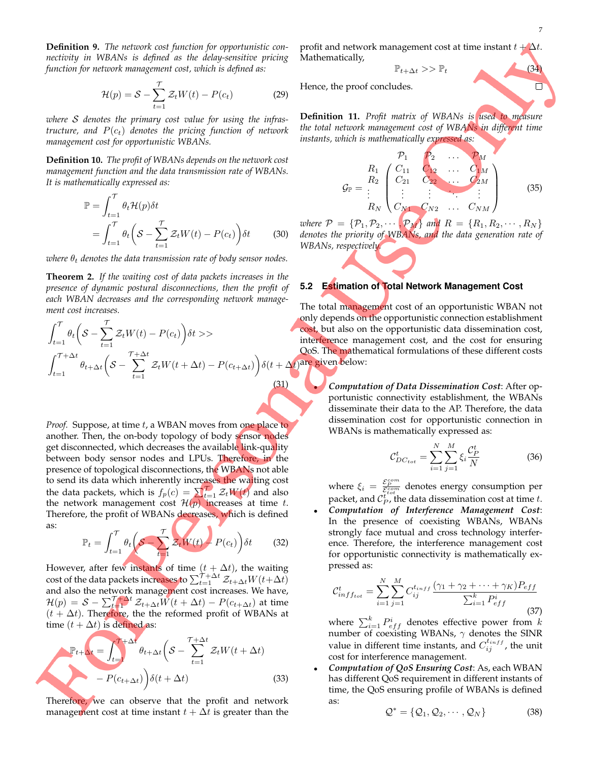**Definition 9.** *The network cost function for opportunistic connectivity in WBANs is defined as the delay-sensitive pricing function for network management cost, which is defined as:*

$$\mathcal{H}(p) = \mathcal{S} - \sum_{t=1}^{\mathcal{T}} \mathcal{Z}_t W(t) - P(c_t) \tag{29}$$

*where $\mathcal{S}$ denotes the primary cost value for using the infrastructure, and $P(c_t)$ denotes the pricing function of network management cost for opportunistic WBANs.*

**Definition 10.** *The profit of WBANs depends on the network cost management function and the data transmission rate of WBANs. It is mathematically expressed as:*

$$\begin{aligned}\mathbb{P} &= \int_{t=1}^{\mathcal{T}} \theta_t \mathcal{H}(p) \delta t \\ &= \int_{t=1}^{\mathcal{T}} \theta_t \Big( \mathcal{S} - \sum_{t=1}^{\mathcal{T}} \mathcal{Z}_t W(t) - P(c_t) \Big) \delta t \end{aligned} \tag{30}$$

*where $\theta_t$ denotes the data transmission rate of body sensor nodes.*

**Theorem 2.** *If the waiting cost of data packets increases in the presence of dynamic postural disconnections, then the profit of each WBAN decreases and the corresponding network management cost increases.*

$$\begin{aligned}&\int_{t=1}^{\mathcal{T}} \theta_t \Big( \mathcal{S} - \sum_{t=1}^{\mathcal{T}} \mathcal{Z}_t W(t) - P(c_t) \Big) \delta t >> \\ &\int_{t=1}^{\mathcal{T}+\Delta t} \theta_{t+\Delta t} \Big( \mathcal{S} - \sum_{t=1}^{\mathcal{T}+\Delta t} \mathcal{Z}_t W(t+\Delta t) - P(c_{t+\Delta t}) \Big) \delta (t+\Delta t)\end{aligned} \tag{31}$$

*Proof.* Suppose, at time $t$, a WBAN moves from one place to another. Then, the on-body topology of body sensor nodes get disconnected, which decreases the available link-quality between body sensor nodes and LPUs. Therefore, in the presence of topological disconnections, the WBANs not able to send its data which inherently increases the waiting cost the data packets, which is $f_p(c) = \sum_{t=1}^{\mathcal{T}} \mathcal{Z}_t W(t)$ and also the network management cost $\mathcal{H}(p)$ increases at time $t$. Therefore, the profit of WBANs decreases, which is defined as:

$$\mathbb{P}_t = \int_{t=1}^{\mathcal{T}} \theta_t \Big( \mathcal{S} - \sum_{t=1}^{\mathcal{T}} \mathcal{Z}_t W(t) - P(c_t) \Big) \delta t \tag{32}$$

However, after few instants of time $(t + \Delta t)$, the waiting cost of the data packets increases to $\sum_{t=1}^{\mathcal{T}+\Delta t} \mathcal{Z}_{t+\Delta t} W(t+\Delta t)$ and also the network management cost increases. We have, $\mathcal{H}(p) = \mathcal{S} - \sum_{t=1}^{\mathcal{T}+\Delta t} \mathcal{Z}_{t+\Delta t} W(t+\Delta t) - P(c_{t+\Delta t})$ at time $(t+\Delta t)$. Therefore, the the reformed profit of WBANs at time $(t + \Delta t)$ is defined as:

$$\begin{aligned}\mathbb{P}_{t+\Delta t} = \int_{t=1}^{\mathcal{T}+\Delta t} \theta_{t+\Delta t} \Big( \mathcal{S} - &\sum_{t=1}^{\mathcal{T}+\Delta t} \mathcal{Z}_t W(t+\Delta t) \\ &- P(c_{t+\Delta t}) \Big) \delta(t+\Delta t)\end{aligned} \tag{33}$$

Therefore, we can observe that the profit and network management cost at time instant $t + \Delta t$ is greater than the profit and network management cost at time instant $t + \Delta t$. Mathematically,

$$\mathbb{P}_{t+\Delta t} >> \mathbb{P}_t \tag{34}$$

Hence, the proof concludes. □

**Definition 11.** *Profit matrix of WBANs is used to measure the total network management cost of WBANs in different time instants, which is mathematically expressed as:*

$$\mathcal{G}_{\mathbb{P}} = \begin{array}{c} \\ R_1 \\ R_2 \\ \vdots \\ R_N \end{array} \begin{array}{c} \begin{array}{cccc} \mathcal{P}_1 & \mathcal{P}_2 & \dots & \mathcal{P}_M \end{array} \\ \begin{pmatrix} C_{11} & C_{12} & \dots & C_{1M} \\ C_{21} & C_{22} & \dots & C_{2M} \\ \vdots & \vdots & \ddots & \vdots \\ C_{N1} & C_{N2} & \dots & C_{NM} \end{pmatrix} \end{array} \tag{35}$$

*where $\mathcal{P} = \{\mathcal{P}_1, \mathcal{P}_2, \cdots, \mathcal{P}_M\}$ and $R = \{R_1, R_2, \cdots, R_N\}$ denotes the priority of WBANs, and the data generation rate of WBANs, respectively.*

## 5.2 Estimation of Total Network Management Cost

The total management cost of an opportunistic WBAN not only depends on the opportunistic connection establishment cost, but also on the opportunistic data dissemination cost, interference management cost, and the cost for ensuring QoS. The mathematical formulations of these different costs are given below:

- ***Computation of Data Dissemination Cost***: After opportunistic connectivity establishment, the WBANs disseminate their data to the AP. Therefore, the data dissemination cost for opportunistic connection in WBANs is mathematically expressed as:

$$\mathcal{C}^t_{DC_{tot}} = \sum_{i=1}^{N} \sum_{j=1}^{M} \xi_i \frac{\mathcal{C}^t_P}{N} \tag{36}$$

  where $\xi_i = \frac{\mathcal{E}^{com}_P}{\mathcal{E}^{com}_{tot}}$ denotes energy consumption per packet, and $\mathcal{C}^t_P$, the data dissemination cost at time $t$.

- ***Computation of Interference Management Cost***: In the presence of coexisting WBANs, WBANs strongly face mutual and cross technology interference. Therefore, the interference management cost for opportunistic connectivity is mathematically expressed as:

$$\mathcal{C}^t_{inff_{tot}} = \sum_{i=1}^{N} \sum_{j=1}^{M} C^{t_{inff}}_{ij} \frac{(\gamma_1 + \gamma_2 + \cdots + \gamma_K) P_{eff}}{\sum_{i=1}^{k} P^i_{eff}} \tag{37}$$

  where $\sum_{i=1}^{k} P^i_{eff}$ denotes effective power from $k$ number of coexisting WBANs, $\gamma$ denotes the SINR value in different time instants, and $C^{t_{inff}}_{ij}$, the unit cost for interference management.

- ***Computation of QoS Ensuring Cost***: As, each WBAN has different QoS requirement in different instants of time, the QoS ensuring profile of WBANs is defined as:

$$\mathcal{Q}^* = \{\mathcal{Q}_1, \mathcal{Q}_2, \cdots, \mathcal{Q}_N\} \tag{38}$$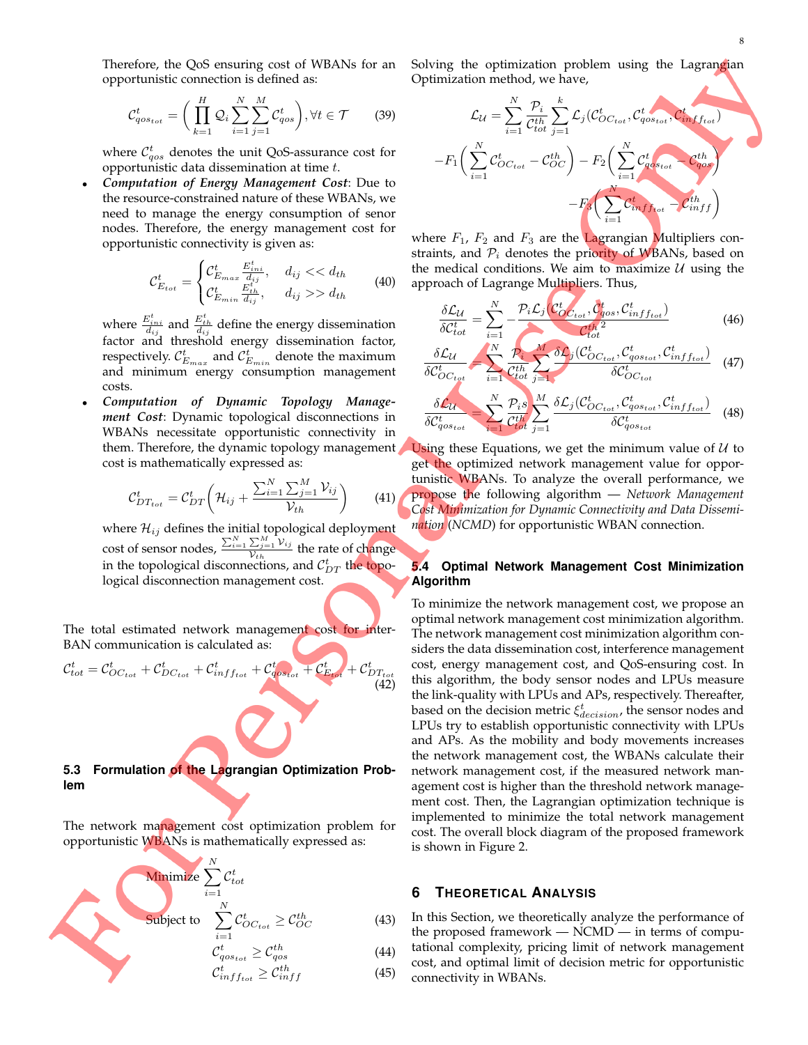Therefore, the QoS ensuring cost of WBANs for an opportunistic connection is defined as:

$$\mathcal{C}^t_{qos_{tot}} = \Big(\prod_{k=1}^{H} \mathcal{Q}_i \sum_{i=1}^{N}\sum_{j=1}^{M} \mathcal{C}^t_{qos}\Big), \forall t \in \mathcal{T} \tag{39}$$

where $\mathcal{C}^t_{qos}$ denotes the unit QoS-assurance cost for opportunistic data dissemination at time $t$.

- ***Computation of Energy Management Cost***: Due to the resource-constrained nature of these WBANs, we need to manage the energy consumption of senor nodes. Therefore, the energy management cost for opportunistic connectivity is given as:

$$\mathcal{C}^t_{E_{tot}} = \begin{cases} \mathcal{C}^t_{E_{max}} \frac{E^t_{ini}}{d_{ij}}, & d_{ij} << d_{th} \\ \mathcal{C}^t_{E_{min}} \frac{E^t_{th}}{d_{ij}}, & d_{ij} >> d_{th} \end{cases} \tag{40}$$

where $\frac{E^t_{ini}}{d_{ij}}$ and $\frac{E^t_{th}}{d_{ij}}$ define the energy dissemination factor and threshold energy dissemination factor, respectively. $\mathcal{C}^t_{E_{max}}$ and $\mathcal{C}^t_{E_{min}}$ denote the maximum and minimum energy consumption management costs.

- ***Computation of Dynamic Topology Management Cost***: Dynamic topological disconnections in WBANs necessitate opportunistic connectivity in them. Therefore, the dynamic topology management cost is mathematically expressed as:

$$\mathcal{C}^t_{DT_{tot}} = \mathcal{C}^t_{DT}\Big(\mathcal{H}_{ij} + \frac{\sum_{i=1}^{N}\sum_{j=1}^{M}\mathcal{V}_{ij}}{\mathcal{V}_{th}}\Big) \tag{41}$$

where $\mathcal{H}_{ij}$ defines the initial topological deployment cost of sensor nodes, $\frac{\sum_{i=1}^{N}\sum_{j=1}^{M}\mathcal{V}_{ij}}{\mathcal{V}_{th}}$ the rate of change in the topological disconnections, and $\mathcal{C}^t_{DT}$ the topological disconnection management cost.

The total estimated network management cost for inter-BAN communication is calculated as:

$$\mathcal{C}^t_{tot} = \mathcal{C}^t_{OC_{tot}} + \mathcal{C}^t_{DC_{tot}} + \mathcal{C}^t_{inff_{tot}} + \mathcal{C}^t_{qos_{tot}} + \mathcal{C}^t_{E_{tot}} + \mathcal{C}^t_{DT_{tot}} \tag{42}$$

### 5.3 Formulation of the Lagrangian Optimization Problem

The network management cost optimization problem for opportunistic WBANs is mathematically expressed as:

$$\text{Minimize} \sum_{i=1}^{N} \mathcal{C}^t_{tot}$$

$$\text{Subject to} \quad \sum_{i=1}^{N} \mathcal{C}^t_{OC_{tot}} \geq \mathcal{C}^{th}_{OC} \tag{43}$$

$$\mathcal{C}^t_{qos_{tot}} \geq \mathcal{C}^{th}_{qos} \tag{44}$$

$$\mathcal{C}^t_{inff_{tot}} \geq \mathcal{C}^{th}_{inff} \tag{45}$$

Solving the optimization problem using the Lagrangian Optimization method, we have,

$$\mathcal{L}_{\mathcal{U}} = \sum_{i=1}^{N} \frac{\mathcal{P}_i}{\mathcal{C}^{th}_{tot}} \sum_{j=1}^{k} \mathcal{L}_j(\mathcal{C}^t_{OC_{tot}}, \mathcal{C}^t_{qos_{tot}}, \mathcal{C}^t_{inff_{tot}}) - F_1\Big(\sum_{i=1}^{N}\mathcal{C}^t_{OC_{tot}} - \mathcal{C}^{th}_{OC}\Big) - F_2\Big(\sum_{i=1}^{N}\mathcal{C}^t_{qos_{tot}} - \mathcal{C}^{th}_{qos}\Big) - F_3\Big(\sum_{i=1}^{N}\mathcal{C}^t_{inff_{tot}} - \mathcal{C}^{th}_{inff}\Big)$$

where $F_1$, $F_2$ and $F_3$ are the Lagrangian Multipliers constraints, and $\mathcal{P}_i$ denotes the priority of WBANs, based on the medical conditions. We aim to maximize $\mathcal{U}$ using the approach of Lagrange Multipliers. Thus,

$$\frac{\delta \mathcal{L}_{\mathcal{U}}}{\delta \mathcal{C}^t_{tot}} = \sum_{i=1}^{N} -\frac{\mathcal{P}_i \mathcal{L}_j(\mathcal{C}^t_{OC_{tot}}, \mathcal{C}^t_{qos}, \mathcal{C}^t_{inff_{tot}})}{{\mathcal{C}^{th}_{tot}}^2} \tag{46}$$

$$\frac{\delta \mathcal{L}_{\mathcal{U}}}{\delta \mathcal{C}^t_{OC_{tot}}} = \sum_{i=1}^{N} \frac{\mathcal{P}_i}{\mathcal{C}^{th}_{tot}} \sum_{j=1}^{M} \frac{\delta \mathcal{L}_j(\mathcal{C}^t_{OC_{tot}}, \mathcal{C}^t_{qos_{tot}}, \mathcal{C}^t_{inff_{tot}})}{\delta \mathcal{C}^t_{OC_{tot}}} \tag{47}$$

$$\frac{\delta \mathcal{L}_{\mathcal{U}}}{\delta \mathcal{C}^t_{qos_{tot}}} = \sum_{i=1}^{N} \frac{\mathcal{P}_i s}{\mathcal{C}^{th}_{tot}} \sum_{j=1}^{M} \frac{\delta \mathcal{L}_j(\mathcal{C}^t_{OC_{tot}}, \mathcal{C}^t_{qos_{tot}}, \mathcal{C}^t_{inff_{tot}})}{\delta \mathcal{C}^t_{qos_{tot}}} \tag{48}$$

Using these Equations, we get the minimum value of $\mathcal{U}$ to get the optimized network management value for opportunistic WBANs. To analyze the overall performance, we propose the following algorithm — *Network Management Cost Minimization for Dynamic Connectivity and Data Dissemination* (*NCMD*) for opportunistic WBAN connection.

### 5.4 Optimal Network Management Cost Minimization Algorithm

To minimize the network management cost, we propose an optimal network management cost minimization algorithm. The network management cost minimization algorithm considers the data dissemination cost, interference management cost, energy management cost, and QoS-ensuring cost. In this algorithm, the body sensor nodes and LPUs measure the link-quality with LPUs and APs, respectively. Thereafter, based on the decision metric $\xi^t_{decision}$, the sensor nodes and LPUs try to establish opportunistic connectivity with LPUs and APs. As the mobility and body movements increases the network management cost, the WBANs calculate their network management cost, if the measured network management cost is higher than the threshold network management cost. Then, the Lagrangian optimization technique is implemented to minimize the total network management cost. The overall block diagram of the proposed framework is shown in Figure 2.

## 6 Theoretical Analysis

In this Section, we theoretically analyze the performance of the proposed framework — NCMD — in terms of computational complexity, pricing limit of network management cost, and optimal limit of decision metric for opportunistic connectivity in WBANs.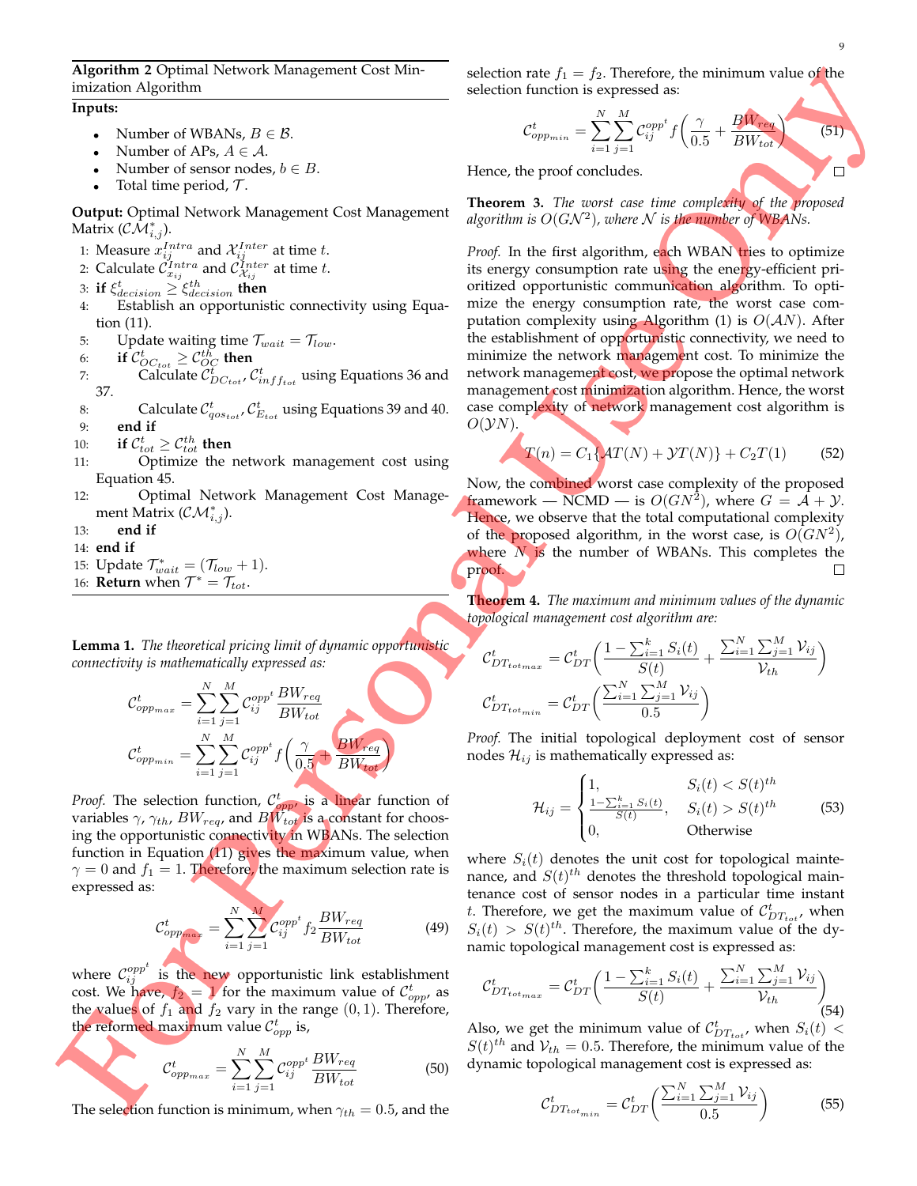**Algorithm 2** Optimal Network Management Cost Minimization Algorithm

**Inputs:**

- Number of WBANs, $B \in \mathcal{B}$.
- Number of APs, $A \in \mathcal{A}$.
- Number of sensor nodes, $b \in B$.
- Total time period, $\mathcal{T}$.

**Output:** Optimal Network Management Cost Management Matrix ($\mathcal{CM}^*_{i,j}$).

1: Measure $x^{Intra}_{ij}$ and $\mathcal{X}^{Inter}_{ij}$ at time $t$.
2: Calculate $\mathcal{C}^{Intra}_{x_{ij}}$ and $\mathcal{C}^{Inter}_{\mathcal{X}_{ij}}$ at time $t$.
3: **if** $\xi^t_{decision} \geq \xi^{th}_{decision}$ **then**
4: Establish an opportunistic connectivity using Equation (11).
5: Update waiting time $\mathcal{T}_{wait} = \mathcal{T}_{low}$.
6: **if** $\mathcal{C}^t_{OC_{tot}} \geq \mathcal{C}^{th}_{OC}$ **then**
7: Calculate $\mathcal{C}^t_{DC_{tot}}$, $\mathcal{C}^t_{inff_{tot}}$ using Equations 36 and 37.
8: Calculate $\mathcal{C}^t_{qos_{tot}}$, $\mathcal{C}^t_{E_{tot}}$ using Equations 39 and 40.
9: **end if**
10: **if** $\mathcal{C}^t_{tot} \geq \mathcal{C}^{th}_{tot}$ **then**
11: Optimize the network management cost using Equation 45.
12: Optimal Network Management Cost Management Matrix ($\mathcal{CM}^*_{i,j}$).
13: **end if**
14: **end if**
15: Update $\mathcal{T}^*_{wait} = (\mathcal{T}_{low} + 1)$.
16: **Return** when $\mathcal{T}^* = \mathcal{T}_{tot}$.

**Lemma 1.** *The theoretical pricing limit of dynamic opportunistic connectivity is mathematically expressed as:*

$$\mathcal{C}^t_{opp_{max}} = \sum_{i=1}^{N}\sum_{j=1}^{M} \mathcal{C}^{opp^t}_{ij} \frac{BW_{req}}{BW_{tot}}$$

$$\mathcal{C}^t_{opp_{min}} = \sum_{i=1}^{N}\sum_{j=1}^{M} \mathcal{C}^{opp^t}_{ij} f\left(\frac{\gamma}{0.5} + \frac{BW_{req}}{BW_{tot}}\right)$$

*Proof.* The selection function, $\mathcal{C}^t_{opp}$, is a linear function of variables $\gamma$, $\gamma_{th}$, $BW_{req}$, and $BW_{tot}$ is a constant for choosing the opportunistic connectivity in WBANs. The selection function in Equation (11) gives the maximum value, when $\gamma = 0$ and $f_1 = 1$. Therefore, the maximum selection rate is expressed as:

$$\mathcal{C}^t_{opp_{max}} = \sum_{i=1}^{N}\sum_{j=1}^{M} \mathcal{C}^{opp^t}_{ij} f_2 \frac{BW_{req}}{BW_{tot}} \tag{49}$$

where $\mathcal{C}^{opp^t}_{ij}$ is the new opportunistic link establishment cost. We have, $f_2 = 1$ for the maximum value of $\mathcal{C}^t_{opp}$, as the values of $f_1$ and $f_2$ vary in the range $(0, 1)$. Therefore, the reformed maximum value $\mathcal{C}^t_{opp}$ is,

$$\mathcal{C}^t_{opp_{max}} = \sum_{i=1}^{N}\sum_{j=1}^{M} \mathcal{C}^{opp^t}_{ij} \frac{BW_{req}}{BW_{tot}} \tag{50}$$

The selection function is minimum, when $\gamma_{th} = 0.5$, and the selection rate $f_1 = f_2$. Therefore, the minimum value of the selection function is expressed as:

$$\mathcal{C}^t_{opp_{min}} = \sum_{i=1}^{N}\sum_{j=1}^{M} \mathcal{C}^{opp^t}_{ij} f\left(\frac{\gamma}{0.5} + \frac{BW_{req}}{BW_{tot}}\right) \tag{51}$$

Hence, the proof concludes. □

**Theorem 3.** *The worst case time complexity of the proposed algorithm is $O(G\mathcal{N}^2)$, where $\mathcal{N}$ is the number of WBANs.*

*Proof.* In the first algorithm, each WBAN tries to optimize its energy consumption rate using the energy-efficient prioritized opportunistic communication algorithm. To optimize the energy consumption rate, the worst case computation complexity using Algorithm (1) is $O(\mathcal{A}N)$. After the establishment of opportunistic connectivity, we need to minimize the network management cost. To minimize the network management cost, we propose the optimal network management cost minimization algorithm. Hence, the worst case complexity of network management cost algorithm is $O(\mathcal{Y}N)$.

$$T(n) = C_1\{\mathcal{A}T(N) + \mathcal{Y}T(N)\} + C_2T(1) \tag{52}$$

Now, the combined worst case complexity of the proposed framework — NCMD — is $O(GN^2)$, where $G = \mathcal{A} + \mathcal{Y}$. Hence, we observe that the total computational complexity of the proposed algorithm, in the worst case, is $O(GN^2)$, where $N$ is the number of WBANs. This completes the proof. □

**Theorem 4.** *The maximum and minimum values of the dynamic topological management cost algorithm are:*

$$\mathcal{C}^t_{DT_{tot_{max}}} = \mathcal{C}^t_{DT}\left(\frac{1 - \sum_{i=1}^{k} S_i(t)}{S(t)} + \frac{\sum_{i=1}^{N}\sum_{j=1}^{M} \mathcal{V}_{ij}}{\mathcal{V}_{th}}\right)$$

$$\mathcal{C}^t_{DT_{tot_{min}}} = \mathcal{C}^t_{DT}\left(\frac{\sum_{i=1}^{N}\sum_{j=1}^{M} \mathcal{V}_{ij}}{0.5}\right)$$

*Proof.* The initial topological deployment cost of sensor nodes $\mathcal{H}_{ij}$ is mathematically expressed as:

$$\mathcal{H}_{ij} = \begin{cases} 1, & S_i(t) < S(t)^{th} \\ \frac{1 - \sum_{i=1}^{k} S_i(t)}{S(t)}, & S_i(t) > S(t)^{th} \\ 0, & \text{Otherwise} \end{cases} \tag{53}$$

where $S_i(t)$ denotes the unit cost for topological maintenance, and $S(t)^{th}$ denotes the threshold topological maintenance cost of sensor nodes in a particular time instant $t$. Therefore, we get the maximum value of $\mathcal{C}^t_{DT_{tot}}$, when $S_i(t) > S(t)^{th}$. Therefore, the maximum value of the dynamic topological management cost is expressed as:

$$\mathcal{C}^t_{DT_{tot_{max}}} = \mathcal{C}^t_{DT}\left(\frac{1 - \sum_{i=1}^{k} S_i(t)}{S(t)} + \frac{\sum_{i=1}^{N}\sum_{j=1}^{M} \mathcal{V}_{ij}}{\mathcal{V}_{th}}\right) \tag{54}$$

Also, we get the minimum value of $\mathcal{C}^t_{DT_{tot}}$, when $S_i(t) < S(t)^{th}$ and $\mathcal{V}_{th} = 0.5$. Therefore, the minimum value of the dynamic topological management cost is expressed as:

$$\mathcal{C}^t_{DT_{tot_{min}}} = \mathcal{C}^t_{DT}\left(\frac{\sum_{i=1}^{N}\sum_{j=1}^{M} \mathcal{V}_{ij}}{0.5}\right) \tag{55}$$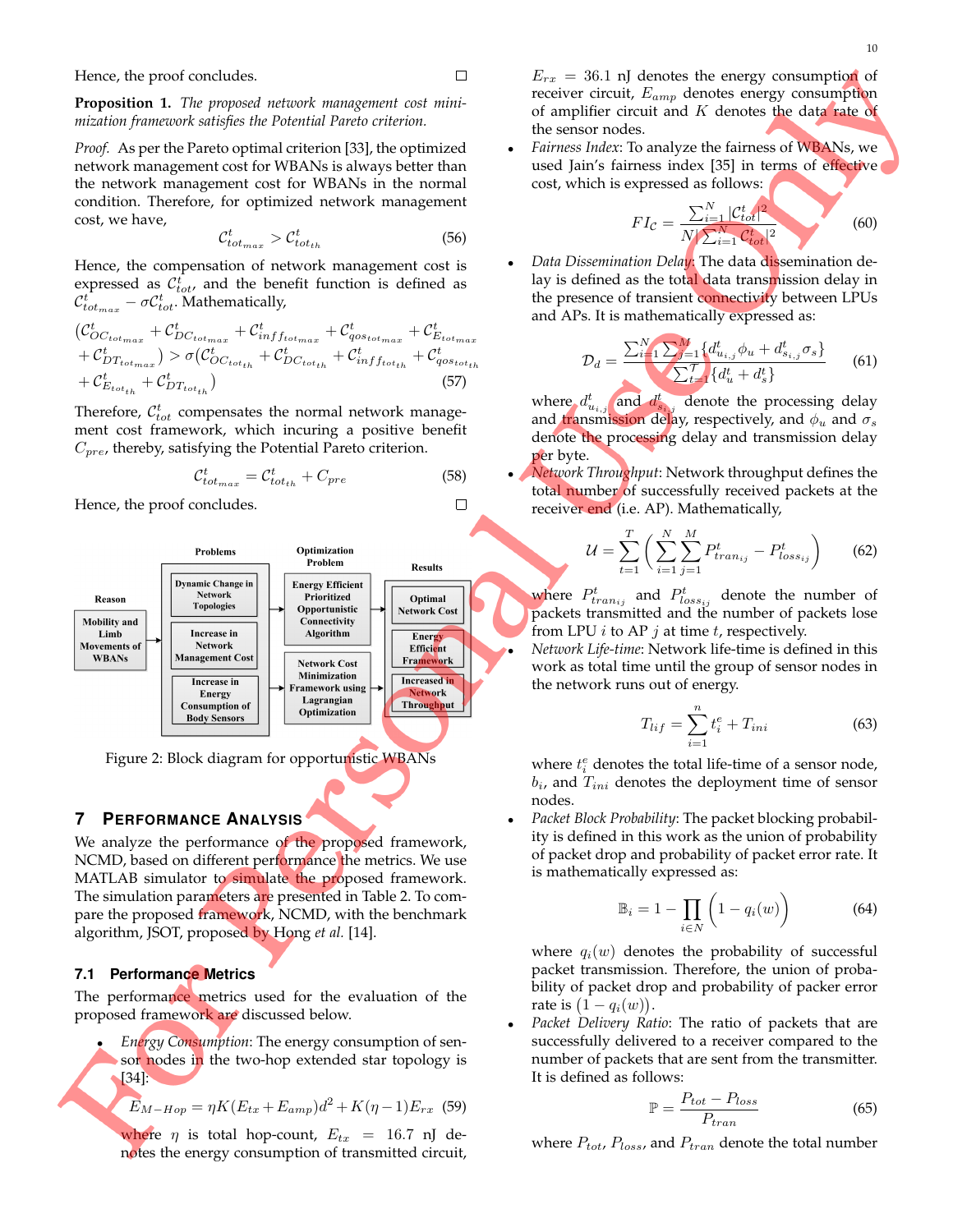Hence, the proof concludes. □

**Proposition 1.** *The proposed network management cost minimization framework satisfies the Potential Pareto criterion.*

*Proof.* As per the Pareto optimal criterion [33], the optimized network management cost for WBANs is always better than the network management cost for WBANs in the normal condition. Therefore, for optimized network management cost, we have,

$$\mathcal{C}^t_{tot_{max}} > \mathcal{C}^t_{tot_{th}} \tag{56}$$

Hence, the compensation of network management cost is expressed as $\mathcal{C}^t_{tot}$, and the benefit function is defined as $\mathcal{C}^t_{tot_{max}} - \sigma\mathcal{C}^t_{tot}$. Mathematically,

$$(\mathcal{C}^t_{OC_{tot_{max}}} + \mathcal{C}^t_{DC_{tot_{max}}} + \mathcal{C}^t_{inff_{tot_{max}}} + \mathcal{C}^t_{qos_{tot_{max}}} + \mathcal{C}^t_{E_{tot_{max}}} + \mathcal{C}^t_{DT_{tot_{max}}}) > \sigma(\mathcal{C}^t_{OC_{tot_{th}}} + \mathcal{C}^t_{DC_{tot_{th}}} + \mathcal{C}^t_{inff_{tot_{th}}} + \mathcal{C}^t_{qos_{tot_{th}}} + \mathcal{C}^t_{E_{tot_{th}}} + \mathcal{C}^t_{DT_{tot_{th}}}) \tag{57}$$

Therefore, $\mathcal{C}^t_{tot}$ compensates the normal network management cost framework, which incuring a positive benefit $C_{pre}$, thereby, satisfying the Potential Pareto criterion.

$$\mathcal{C}^t_{tot_{max}} = \mathcal{C}^t_{tot_{th}} + C_{pre} \tag{58}$$

Hence, the proof concludes. □

| Reason | Problems | Optimization Problem | Results |
|---|---|---|---|
| Mobility and Limb Movements of WBANs | Dynamic Change in Network Topologies | Energy Efficient Prioritized Opportunistic Connectivity Algorithm | Optimal Network Cost |
| | Increase in Network Management Cost | Network Cost Minimization Framework using Lagrangian Optimization | Energy Efficient Framework |
| | Increase in Energy Consumption of Body Sensors | | Increased in Network Throughput |

Figure 2: Block diagram for opportunistic WBANs

## 7 Performance Analysis

We analyze the performance of the proposed framework, NCMD, based on different performance the metrics. We use MATLAB simulator to simulate the proposed framework. The simulation parameters are presented in Table 2. To compare the proposed framework, NCMD, with the benchmark algorithm, JSOT, proposed by Hong *et al.* [14].

### 7.1 Performance Metrics

The performance metrics used for the evaluation of the proposed framework are discussed below.

- *Energy Consumption*: The energy consumption of sensor nodes in the two-hop extended star topology is [34]:

$$E_{M-Hop} = \eta K(E_{tx} + E_{amp})d^2 + K(\eta - 1)E_{rx} \tag{59}$$

where $\eta$ is total hop-count, $E_{tx} = 16.7$ nJ denotes the energy consumption of transmitted circuit, $E_{rx} = 36.1$ nJ denotes the energy consumption of receiver circuit, $E_{amp}$ denotes energy consumption of amplifier circuit and $K$ denotes the data rate of the sensor nodes.

- *Fairness Index*: To analyze the fairness of WBANs, we used Jain's fairness index [35] in terms of effective cost, which is expressed as follows:

$$FI_{\mathcal{C}} = \frac{\sum_{i=1}^{N} |\mathcal{C}^t_{tot}|^2}{N|\sum_{i=1}^{N} \mathcal{C}^t_{tot}|^2} \tag{60}$$

- *Data Dissemination Delay*: The data dissemination delay is defined as the total data transmission delay in the presence of transient connectivity between LPUs and APs. It is mathematically expressed as:

$$\mathcal{D}_d = \frac{\sum_{i=1}^{N}\sum_{j=1}^{M}\{d^t_{u_{i,j}}\phi_u + d^t_{s_{i,j}}\sigma_s\}}{\sum_{t=1}^{T}\{d^t_u + d^t_s\}} \tag{61}$$

where $d^t_{u_{i,j}}$ and $d^t_{s_{i,j}}$ denote the processing delay and transmission delay, respectively, and $\phi_u$ and $\sigma_s$ denote the processing delay and transmission delay per byte.

- *Network Throughput*: Network throughput defines the total number of successfully received packets at the receiver end (i.e. AP). Mathematically,

$$\mathcal{U} = \sum_{t=1}^{T}\left(\sum_{i=1}^{N}\sum_{j=1}^{M} P^t_{tran_{ij}} - P^t_{loss_{ij}}\right) \tag{62}$$

where $P^t_{tran_{ij}}$ and $P^t_{loss_{ij}}$ denote the number of packets transmitted and the number of packets lose from LPU $i$ to AP $j$ at time $t$, respectively.

- *Network Life-time*: Network life-time is defined in this work as total time until the group of sensor nodes in the network runs out of energy.

$$T_{lif} = \sum_{i=1}^{n} t^e_i + T_{ini} \tag{63}$$

where $t^e_i$ denotes the total life-time of a sensor node, $b_i$, and $T_{ini}$ denotes the deployment time of sensor nodes.

- *Packet Block Probability*: The packet blocking probability is defined in this work as the union of probability of packet drop and probability of packet error rate. It is mathematically expressed as:

$$\mathbb{B}_i = 1 - \prod_{i \in N}\Big(1 - q_i(w)\Big) \tag{64}$$

where $q_i(w)$ denotes the probability of successful packet transmission. Therefore, the union of probability of packet drop and probability of packer error rate is $(1 - q_i(w))$.

- *Packet Delivery Ratio*: The ratio of packets that are successfully delivered to a receiver compared to the number of packets that are sent from the transmitter. It is defined as follows:

$$\mathbb{P} = \frac{P_{tot} - P_{loss}}{P_{tran}} \tag{65}$$

where $P_{tot}$, $P_{loss}$, and $P_{tran}$ denote the total number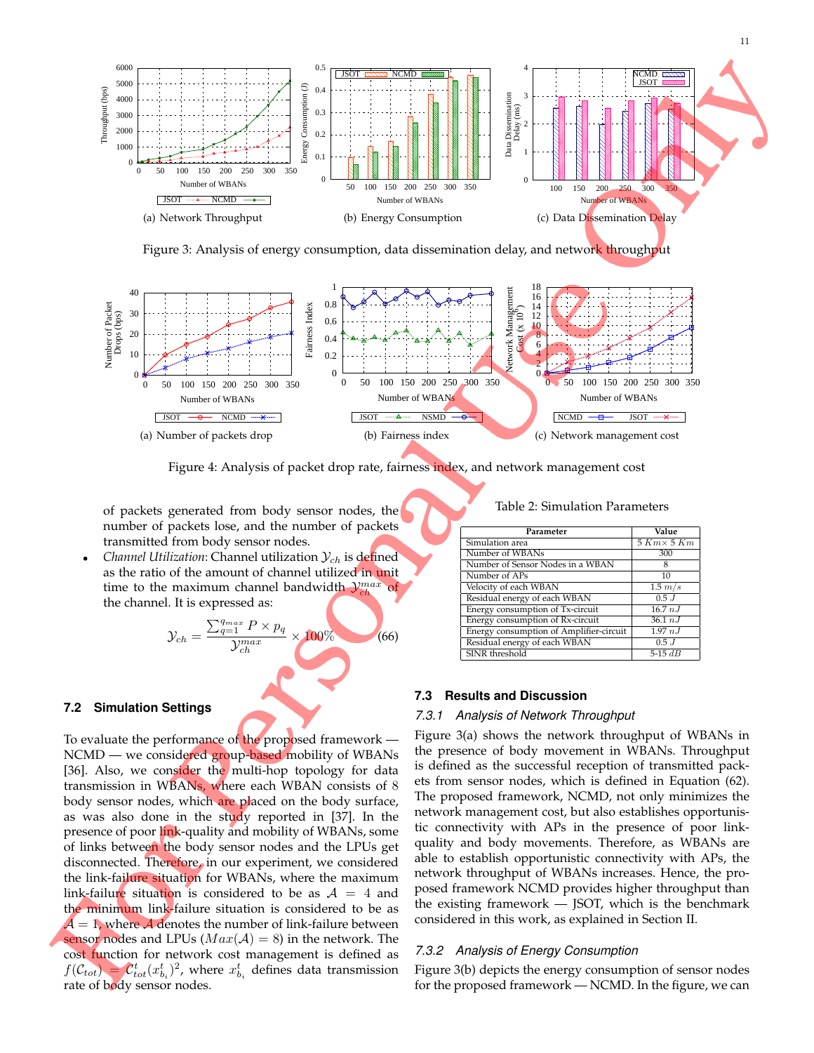Figure 3: Analysis of energy consumption, data dissemination delay, and network throughput

(a) Network Throughput

(b) Energy Consumption

(c) Data Dissemination Delay

Figure 4: Analysis of packet drop rate, fairness index, and network management cost

(a) Number of packets drop

(b) Fairness index

(c) Network management cost

of packets generated from body sensor nodes, the number of packets lose, and the number of packets transmitted from body sensor nodes.

- *Channel Utilization*: Channel utilization $\mathcal{Y}_{ch}$ is defined as the ratio of the amount of channel utilized in unit time to the maximum channel bandwidth $\mathcal{Y}_{ch}^{max}$ of the channel. It is expressed as:

$$\mathcal{Y}_{ch} = \frac{\sum_{q=1}^{q_{max}} P \times p_q}{\mathcal{Y}_{ch}^{max}} \times 100\% \tag{66}$$

### 7.2 Simulation Settings

To evaluate the performance of the proposed framework — NCMD — we considered group-based mobility of WBANs [36]. Also, we consider the multi-hop topology for data transmission in WBANs, where each WBAN consists of 8 body sensor nodes, which are placed on the body surface, as was also done in the study reported in [37]. In the presence of poor link-quality and mobility of WBANs, some of links between the body sensor nodes and the LPUs get disconnected. Therefore, in our experiment, we considered the link-failure situation for WBANs, where the maximum link-failure situation is considered to be as $\mathcal{A} = 4$ and the minimum link-failure situation is considered to be as $\mathcal{A} = 1$, where $\mathcal{A}$ denotes the number of link-failure between sensor nodes and LPUs ($Max(\mathcal{A}) = 8$) in the network. The cost function for network cost management is defined as $f(\mathcal{C}_{tot}) = \mathcal{C}_{tot}^{t}(x_{b_i}^{t})^2$, where $x_{b_i}^{t}$ defines data transmission rate of body sensor nodes.

Table 2: Simulation Parameters

| Parameter | Value |
|---|---|
| Simulation area | $5\ Km \times 5\ Km$ |
| Number of WBANs | 300 |
| Number of Sensor Nodes in a WBAN | 8 |
| Number of APs | 10 |
| Velocity of each WBAN | $1.5\ m/s$ |
| Residual energy of each WBAN | $0.5\ J$ |
| Energy consumption of Tx-circuit | $16.7\ nJ$ |
| Energy consumption of Rx-circuit | $36.1\ nJ$ |
| Energy consumption of Amplifier-circuit | $1.97\ nJ$ |
| Residual energy of each WBAN | $0.5\ J$ |
| SINR threshold | 5-15 $dB$ |

### 7.3 Results and Discussion

#### 7.3.1 Analysis of Network Throughput

Figure 3(a) shows the network throughput of WBANs in the presence of body movement in WBANs. Throughput is defined as the successful reception of transmitted packets from sensor nodes, which is defined in Equation (62). The proposed framework, NCMD, not only minimizes the network management cost, but also establishes opportunistic connectivity with APs in the presence of poor link-quality and body movements. Therefore, as WBANs are able to establish opportunistic connectivity with APs, the network throughput of WBANs increases. Hence, the proposed framework NCMD provides higher throughput than the existing framework — JSOT, which is the benchmark considered in this work, as explained in Section II.

#### 7.3.2 Analysis of Energy Consumption

Figure 3(b) depicts the energy consumption of sensor nodes for the proposed framework — NCMD. In the figure, we can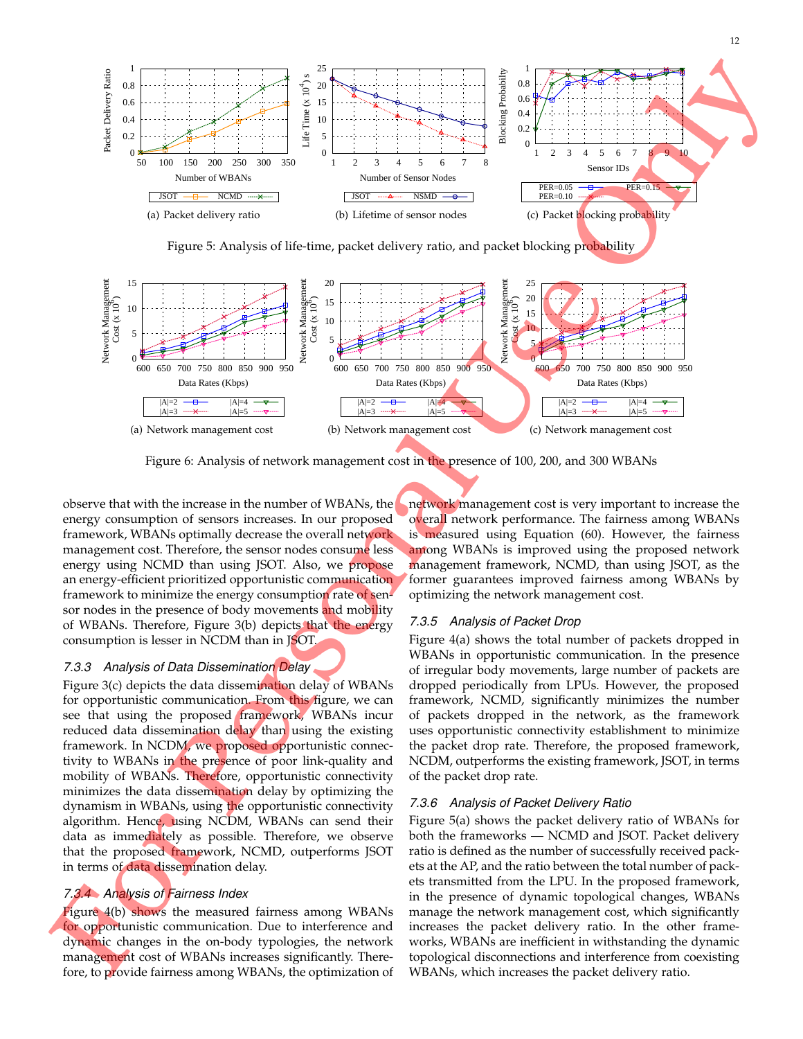(a) Packet delivery ratio

(b) Lifetime of sensor nodes

(c) Packet blocking probability

Figure 5: Analysis of life-time, packet delivery ratio, and packet blocking probability

(a) Network management cost

(b) Network management cost

(c) Network management cost

Figure 6: Analysis of network management cost in the presence of 100, 200, and 300 WBANs

observe that with the increase in the number of WBANs, the energy consumption of sensors increases. In our proposed framework, WBANs optimally decrease the overall network management cost. Therefore, the sensor nodes consume less energy using NCMD than using JSOT. Also, we propose an energy-efficient prioritized opportunistic communication framework to minimize the energy consumption rate of sensor nodes in the presence of body movements and mobility of WBANs. Therefore, Figure 3(b) depicts that the energy consumption is lesser in NCDM than in JSOT.

### 7.3.3 Analysis of Data Dissemination Delay

Figure 3(c) depicts the data dissemination delay of WBANs for opportunistic communication. From this figure, we can see that using the proposed framework, WBANs incur reduced data dissemination delay than using the existing framework. In NCDM, we proposed opportunistic connectivity to WBANs in the presence of poor link-quality and mobility of WBANs. Therefore, opportunistic connectivity minimizes the data dissemination delay by optimizing the dynamism in WBANs, using the opportunistic connectivity algorithm. Hence, using NCDM, WBANs can send their data as immediately as possible. Therefore, we observe that the proposed framework, NCMD, outperforms JSOT in terms of data dissemination delay.

### 7.3.4 Analysis of Fairness Index

Figure 4(b) shows the measured fairness among WBANs for opportunistic communication. Due to interference and dynamic changes in the on-body typologies, the network management cost of WBANs increases significantly. Therefore, to provide fairness among WBANs, the optimization of network management cost is very important to increase the overall network performance. The fairness among WBANs is measured using Equation (60). However, the fairness among WBANs is improved using the proposed network management framework, NCMD, than using JSOT, as the former guarantees improved fairness among WBANs by optimizing the network management cost.

### 7.3.5 Analysis of Packet Drop

Figure 4(a) shows the total number of packets dropped in WBANs in opportunistic communication. In the presence of irregular body movements, large number of packets are dropped periodically from LPUs. However, the proposed framework, NCMD, significantly minimizes the number of packets dropped in the network, as the framework uses opportunistic connectivity establishment to minimize the packet drop rate. Therefore, the proposed framework, NCMD, outperforms the existing framework, JSOT, in terms of the packet drop rate.

### 7.3.6 Analysis of Packet Delivery Ratio

Figure 5(a) shows the packet delivery ratio of WBANs for both the frameworks — NCMD and JSOT. Packet delivery ratio is defined as the number of successfully received packets at the AP, and the ratio between the total number of packets transmitted from the LPU. In the proposed framework, in the presence of dynamic topological changes, WBANs manage the network management cost, which significantly increases the packet delivery ratio. In the other frameworks, WBANs are inefficient in withstanding the dynamic topological disconnections and interference from coexisting WBANs, which increases the packet delivery ratio.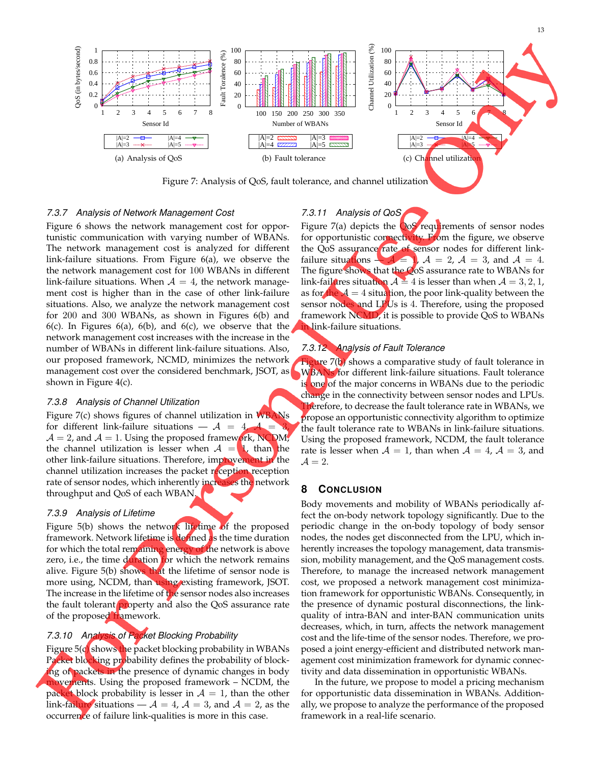(a) Analysis of QoS

(b) Fault tolerance

(c) Channel utilization

Figure 7: Analysis of QoS, fault tolerance, and channel utilization

#### 7.3.7 Analysis of Network Management Cost

Figure 6 shows the network management cost for opportunistic communication with varying number of WBANs. The network management cost is analyzed for different link-failure situations. From Figure 6(a), we observe the the network management cost for 100 WBANs in different link-failure situations. When $\mathcal{A} = 4$, the network management cost is higher than in the case of other link-failure situations. Also, we analyze the network management cost for 200 and 300 WBANs, as shown in Figures 6(b) and 6(c). In Figures 6(a), 6(b), and 6(c), we observe that the network management cost increases with the increase in the number of WBANs in different link-failure situations. Also, our proposed framework, NCMD, minimizes the network management cost over the considered benchmark, JSOT, as shown in Figure 4(c).

#### 7.3.8 Analysis of Channel Utilization

Figure 7(c) shows figures of channel utilization in WBANs for different link-failure situations — $\mathcal{A} = 4$, $\mathcal{A} = 3$, $\mathcal{A} = 2$, and $\mathcal{A} = 1$. Using the proposed framework, NCDM, the channel utilization is lesser when $\mathcal{A} = 1$, than the other link-failure situations. Therefore, improvement in the channel utilization increases the packet reception reception rate of sensor nodes, which inherently increases the network throughput and QoS of each WBAN.

#### 7.3.9 Analysis of Lifetime

Figure 5(b) shows the network lifetime of the proposed framework. Network lifetime is defined as the time duration for which the total remaining energy of the network is above zero, i.e., the time duration for which the network remains alive. Figure 5(b) shows that the lifetime of sensor node is more using, NCDM, than using existing framework, JSOT. The increase in the lifetime of the sensor nodes also increases the fault tolerant property and also the QoS assurance rate of the proposed framework.

#### 7.3.10 Analysis of Packet Blocking Probability

Figure 5(c) shows the packet blocking probability in WBANs Packet blocking probability defines the probability of blocking of packets in the presence of dynamic changes in body movements. Using the proposed framework – NCDM, the packet block probability is lesser in $\mathcal{A} = 1$, than the other link-failure situations — $\mathcal{A} = 4$, $\mathcal{A} = 3$, and $\mathcal{A} = 2$, as the occurrence of failure link-qualities is more in this case.

#### 7.3.11 Analysis of QoS

Figure 7(a) depicts the QoS requirements of sensor nodes for opportunistic connectivity. From the figure, we observe the QoS assurance rate of sensor nodes for different link-failure situations — $\mathcal{A} = 1$, $\mathcal{A} = 2$, $\mathcal{A} = 3$, and $\mathcal{A} = 4$. The figure shows that the QoS assurance rate to WBANs for link-failures situation $\mathcal{A} = 4$ is lesser than when $\mathcal{A} = 3, 2, 1$, as for the $\mathcal{A} = 4$ situation, the poor link-quality between the sensor nodes and LPUs is 4. Therefore, using the proposed framework NCMD, it is possible to provide QoS to WBANs in link-failure situations.

#### 7.3.12 Analysis of Fault Tolerance

Figure 7(b) shows a comparative study of fault tolerance in WBANs for different link-failure situations. Fault tolerance is one of the major concerns in WBANs due to the periodic change in the connectivity between sensor nodes and LPUs. Therefore, to decrease the fault tolerance rate in WBANs, we propose an opportunistic connectivity algorithm to optimize the fault tolerance rate to WBANs in link-failure situations. Using the proposed framework, NCDM, the fault tolerance rate is lesser when $\mathcal{A} = 1$, than when $\mathcal{A} = 4$, $\mathcal{A} = 3$, and $\mathcal{A} = 2$.

## 8 Conclusion

Body movements and mobility of WBANs periodically affect the on-body network topology significantly. Due to the periodic change in the on-body topology of body sensor nodes, the nodes get disconnected from the LPU, which inherently increases the topology management, data transmission, mobility management, and the QoS management costs. Therefore, to manage the increased network management cost, we proposed a network management cost minimization framework for opportunistic WBANs. Consequently, in the presence of dynamic postural disconnections, the link-quality of intra-BAN and inter-BAN communication units decreases, which, in turn, affects the network management cost and the life-time of the sensor nodes. Therefore, we proposed a joint energy-efficient and distributed network management cost minimization framework for dynamic connectivity and data dissemination in opportunistic WBANs.

In the future, we propose to model a pricing mechanism for opportunistic data dissemination in WBANs. Additionally, we propose to analyze the performance of the proposed framework in a real-life scenario.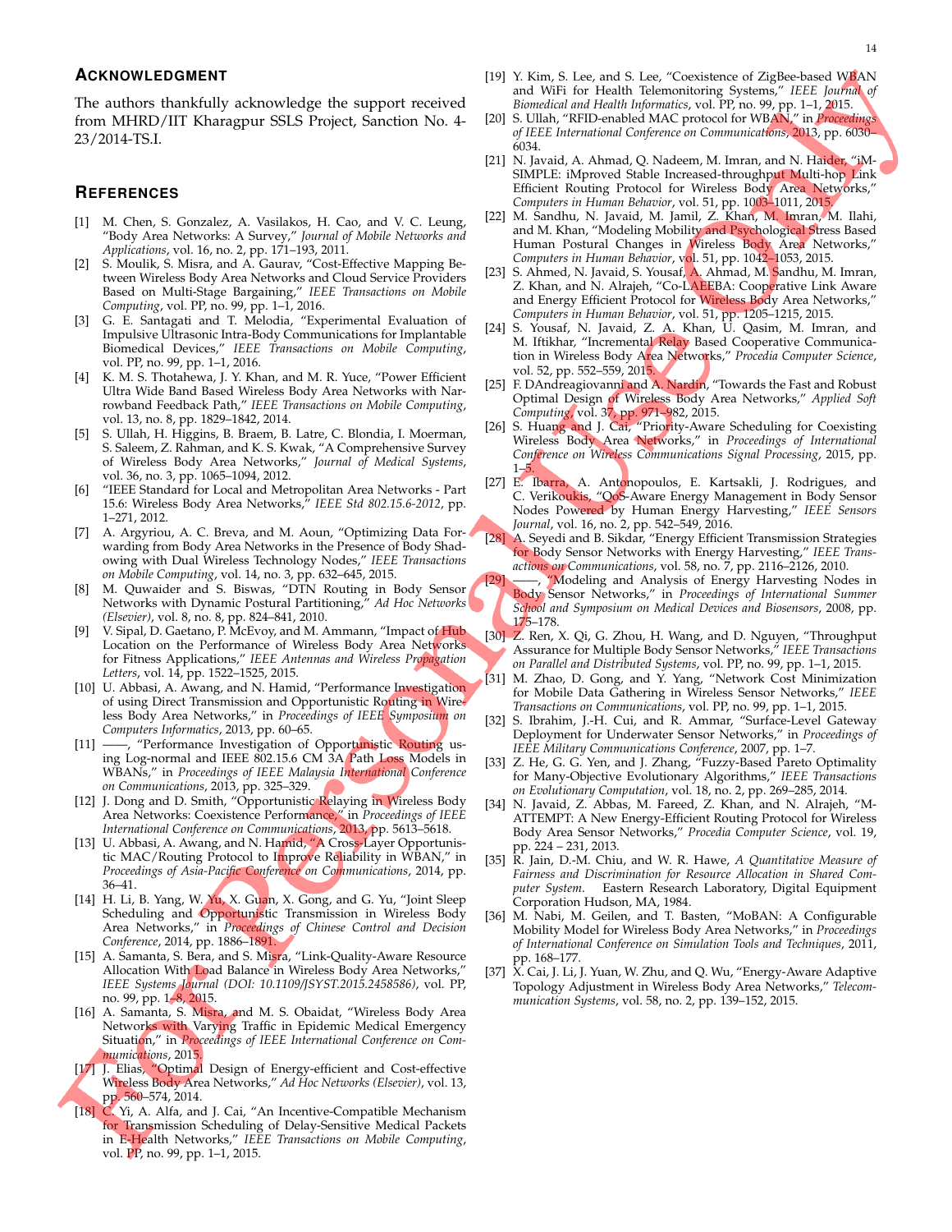## ACKNOWLEDGMENT

The authors thankfully acknowledge the support received from MHRD/IIT Kharagpur SSLS Project, Sanction No. 4-23/2014-TS.I.

## REFERENCES

[1] M. Chen, S. Gonzalez, A. Vasilakos, H. Cao, and V. C. Leung, "Body Area Networks: A Survey," *Journal of Mobile Networks and Applications*, vol. 16, no. 2, pp. 171–193, 2011.

[2] S. Moulik, S. Misra, and A. Gaurav, "Cost-Effective Mapping Between Wireless Body Area Networks and Cloud Service Providers Based on Multi-Stage Bargaining," *IEEE Transactions on Mobile Computing*, vol. PP, no. 99, pp. 1–1, 2016.

[3] G. E. Santagati and T. Melodia, "Experimental Evaluation of Impulsive Ultrasonic Intra-Body Communications for Implantable Biomedical Devices," *IEEE Transactions on Mobile Computing*, vol. PP, no. 99, pp. 1–1, 2016.

[4] K. M. S. Thotahewa, J. Y. Khan, and M. R. Yuce, "Power Efficient Ultra Wide Band Based Wireless Body Area Networks with Narrowband Feedback Path," *IEEE Transactions on Mobile Computing*, vol. 13, no. 8, pp. 1829–1842, 2014.

[5] S. Ullah, H. Higgins, B. Braem, B. Latre, C. Blondia, I. Moerman, S. Saleem, Z. Rahman, and K. S. Kwak, "A Comprehensive Survey of Wireless Body Area Networks," *Journal of Medical Systems*, vol. 36, no. 3, pp. 1065–1094, 2012.

[6] "IEEE Standard for Local and Metropolitan Area Networks - Part 15.6: Wireless Body Area Networks," *IEEE Std 802.15.6-2012*, pp. 1–271, 2012.

[7] A. Argyriou, A. C. Breva, and M. Aoun, "Optimizing Data Forwarding from Body Area Networks in the Presence of Body Shadowing with Dual Wireless Technology Nodes," *IEEE Transactions on Mobile Computing*, vol. 14, no. 3, pp. 632–645, 2015.

[8] M. Quwaider and S. Biswas, "DTN Routing in Body Sensor Networks with Dynamic Postural Partitioning," *Ad Hoc Networks (Elsevier)*, vol. 8, no. 8, pp. 824–841, 2010.

[9] V. Sipal, D. Gaetano, P. McEvoy, and M. Ammann, "Impact of Hub Location on the Performance of Wireless Body Area Networks for Fitness Applications," *IEEE Antennas and Wireless Propagation Letters*, vol. 14, pp. 1522–1525, 2015.

[10] U. Abbasi, A. Awang, and N. Hamid, "Performance Investigation of using Direct Transmission and Opportunistic Routing in Wireless Body Area Networks," in *Proceedings of IEEE Symposium on Computers Informatics*, 2013, pp. 60–65.

[11] ——, "Performance Investigation of Opportunistic Routing using Log-normal and IEEE 802.15.6 CM 3A Path Loss Models in WBANs," in *Proceedings of IEEE Malaysia International Conference on Communications*, 2013, pp. 325–329.

[12] J. Dong and D. Smith, "Opportunistic Relaying in Wireless Body Area Networks: Coexistence Performance," in *Proceedings of IEEE International Conference on Communications*, 2013, pp. 5613–5618.

[13] U. Abbasi, A. Awang, and N. Hamid, "A Cross-Layer Opportunistic MAC/Routing Protocol to Improve Reliability in WBAN," in *Proceedings of Asia-Pacific Conference on Communications*, 2014, pp. 36–41.

[14] H. Li, B. Yang, W. Yu, X. Guan, X. Gong, and G. Yu, "Joint Sleep Scheduling and Opportunistic Transmission in Wireless Body Area Networks," in *Proceedings of Chinese Control and Decision Conference*, 2014, pp. 1886–1891.

[15] A. Samanta, S. Bera, and S. Misra, "Link-Quality-Aware Resource Allocation With Load Balance in Wireless Body Area Networks," *IEEE Systems Journal (DOI: 10.1109/JSYST.2015.2458586)*, vol. PP, no. 99, pp. 1–8, 2015.

[16] A. Samanta, S. Misra, and M. S. Obaidat, "Wireless Body Area Networks with Varying Traffic in Epidemic Medical Emergency Situation," in *Proceedings of IEEE International Conference on Communications*, 2015.

[17] J. Elias, "Optimal Design of Energy-efficient and Cost-effective Wireless Body Area Networks," *Ad Hoc Networks (Elsevier)*, vol. 13, pp. 560–574, 2014.

[18] C. Yi, A. Alfa, and J. Cai, "An Incentive-Compatible Mechanism for Transmission Scheduling of Delay-Sensitive Medical Packets in E-Health Networks," *IEEE Transactions on Mobile Computing*, vol. PP, no. 99, pp. 1–1, 2015.

[19] Y. Kim, S. Lee, and S. Lee, "Coexistence of ZigBee-based WBAN and WiFi for Health Telemonitoring Systems," *IEEE Journal of Biomedical and Health Informatics*, vol. PP, no. 99, pp. 1–1, 2015.

[20] S. Ullah, "RFID-enabled MAC protocol for WBAN," in *Proceedings of IEEE International Conference on Communications*, 2013, pp. 6030–6034.

[21] N. Javaid, A. Ahmad, Q. Nadeem, M. Imran, and N. Haider, "iM-SIMPLE: iMproved Stable Increased-throughput Multi-hop Link Efficient Routing Protocol for Wireless Body Area Networks," *Computers in Human Behavior*, vol. 51, pp. 1003–1011, 2015.

[22] M. Sandhu, N. Javaid, M. Jamil, Z. Khan, M. Imran, M. Ilahi, and M. Khan, "Modeling Mobility and Psychological Stress Based Human Postural Changes in Wireless Body Area Networks," *Computers in Human Behavior*, vol. 51, pp. 1042–1053, 2015.

[23] S. Ahmed, N. Javaid, S. Yousaf, A. Ahmad, M. Sandhu, M. Imran, Z. Khan, and N. Alrajeh, "Co-LAEEBA: Cooperative Link Aware and Energy Efficient Protocol for Wireless Body Area Networks," *Computers in Human Behavior*, vol. 51, pp. 1205–1215, 2015.

[24] S. Yousaf, N. Javaid, Z. A. Khan, U. Qasim, M. Imran, and M. Iftikhar, "Incremental Relay Based Cooperative Communication in Wireless Body Area Networks," *Procedia Computer Science*, vol. 52, pp. 552–559, 2015.

[25] F. DAndreagiovanni and A. Nardin, "Towards the Fast and Robust Optimal Design of Wireless Body Area Networks," *Applied Soft Computing*, vol. 37, pp. 971–982, 2015.

[26] S. Huang and J. Cai, "Priority-Aware Scheduling for Coexisting Wireless Body Area Networks," in *Proceedings of International Conference on Wireless Communications Signal Processing*, 2015, pp. 1–5.

[27] E. Ibarra, A. Antonopoulos, E. Kartsakli, J. Rodrigues, and C. Verikoukis, "QoS-Aware Energy Management in Body Sensor Nodes Powered by Human Energy Harvesting," *IEEE Sensors Journal*, vol. 16, no. 2, pp. 542–549, 2016.

[28] A. Seyedi and B. Sikdar, "Energy Efficient Transmission Strategies for Body Sensor Networks with Energy Harvesting," *IEEE Transactions on Communications*, vol. 58, no. 7, pp. 2116–2126, 2010.

[29] ——, "Modeling and Analysis of Energy Harvesting Nodes in Body Sensor Networks," in *Proceedings of International Summer School and Symposium on Medical Devices and Biosensors*, 2008, pp. 175–178.

[30] Z. Ren, X. Qi, G. Zhou, H. Wang, and D. Nguyen, "Throughput Assurance for Multiple Body Sensor Networks," *IEEE Transactions on Parallel and Distributed Systems*, vol. PP, no. 99, pp. 1–1, 2015.

[31] M. Zhao, D. Gong, and Y. Yang, "Network Cost Minimization for Mobile Data Gathering in Wireless Sensor Networks," *IEEE Transactions on Communications*, vol. PP, no. 99, pp. 1–1, 2015.

[32] S. Ibrahim, J.-H. Cui, and R. Ammar, "Surface-Level Gateway Deployment for Underwater Sensor Networks," in *Proceedings of IEEE Military Communications Conference*, 2007, pp. 1–7.

[33] Z. He, G. G. Yen, and J. Zhang, "Fuzzy-Based Pareto Optimality for Many-Objective Evolutionary Algorithms," *IEEE Transactions on Evolutionary Computation*, vol. 18, no. 2, pp. 269–285, 2014.

[34] N. Javaid, Z. Abbas, M. Fareed, Z. Khan, and N. Alrajeh, "M-ATTEMPT: A New Energy-Efficient Routing Protocol for Wireless Body Area Sensor Networks," *Procedia Computer Science*, vol. 19, pp. 224 – 231, 2013.

[35] R. Jain, D.-M. Chiu, and W. R. Hawe, *A Quantitative Measure of Fairness and Discrimination for Resource Allocation in Shared Computer System*. Eastern Research Laboratory, Digital Equipment Corporation Hudson, MA, 1984.

[36] M. Nabi, M. Geilen, and T. Basten, "MoBAN: A Configurable Mobility Model for Wireless Body Area Networks," in *Proceedings of International Conference on Simulation Tools and Techniques*, 2011, pp. 168–177.

[37] X. Cai, J. Li, J. Yuan, W. Zhu, and Q. Wu, "Energy-Aware Adaptive Topology Adjustment in Wireless Body Area Networks," *Telecommunication Systems*, vol. 58, no. 2, pp. 139–152, 2015.